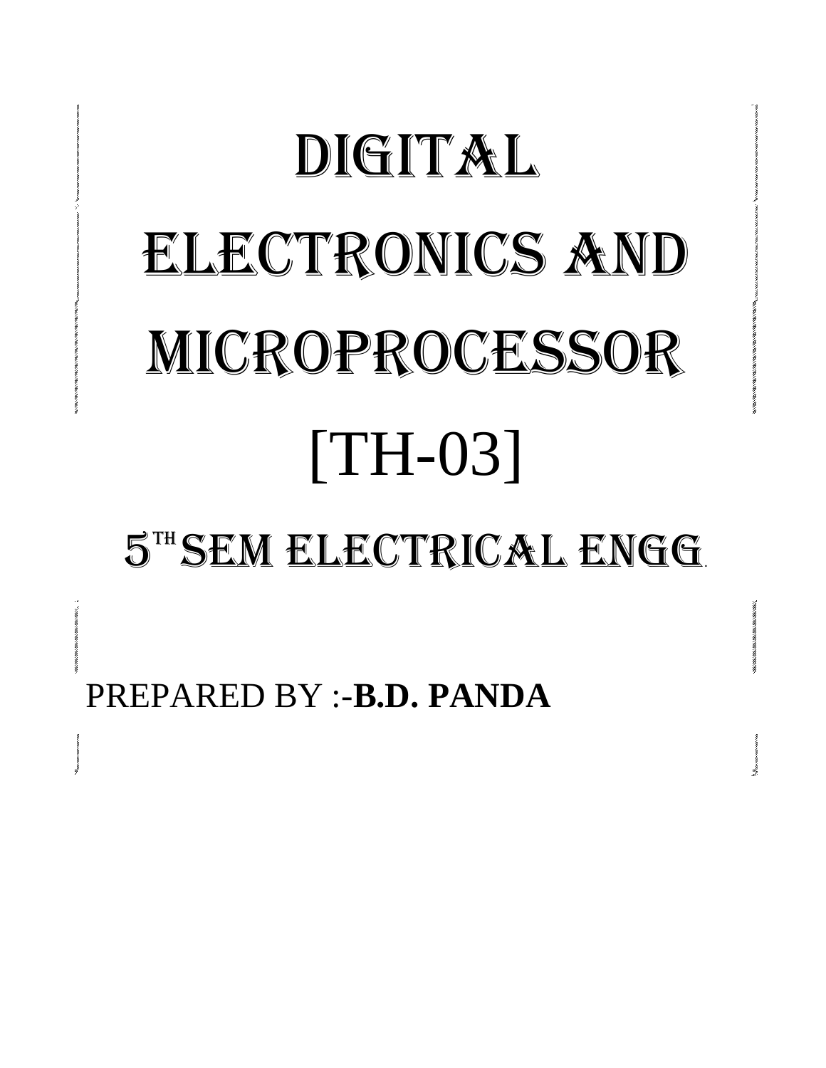# DIGITAL ELECTRONICS AND MICROPROCESSOR

# [TH-03]

## 5TH SEM ELECTRICAL ENGG.

PREPARED BY :-**B.D. PANDA**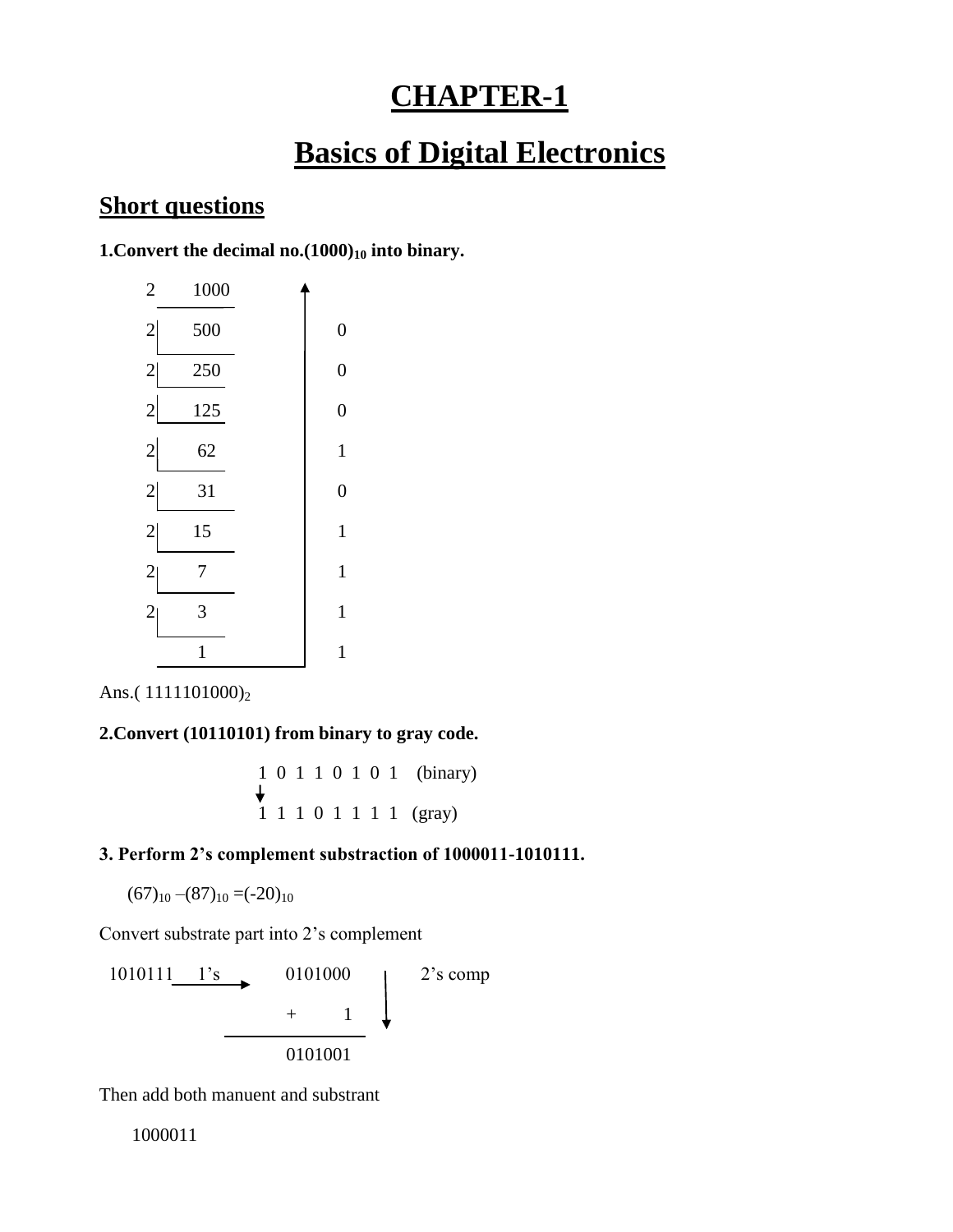# CHAPTER-1

# Basics of Digital Electronics

## Short questions

**1.Convert the decimal no.$(1000)_{10}$ into binary.**

| | | |
|---|---|---|
| 2 | 1000 | |
| 2 | 500 | 0 |
| 2 | 250 | 0 |
| 2 | 125 | 0 |
| 2 | 62 | 1 |
| 2 | 31 | 0 |
| 2 | 15 | 1 |
| 2 | 7 | 1 |
| 2 | 3 | 1 |
| | 1 | 1 |

Ans.$( 1111101000)_2$

**2.Convert (10110101) from binary to gray code.**

```
1 0 1 1 0 1 0 1   (binary)
↓
1 1 1 0 1 1 1 1   (gray)
```

**3. Perform 2's complement substraction of 1000011-1010111.**

$(67)_{10} -(87)_{10} =(-20)_{10}$

Convert substrate part into 2's complement

```
1010111 ──1's──►  0101000     2's comp
                +       1
                ─────────
                  0101001
```

Then add both manuent and substrant

1000011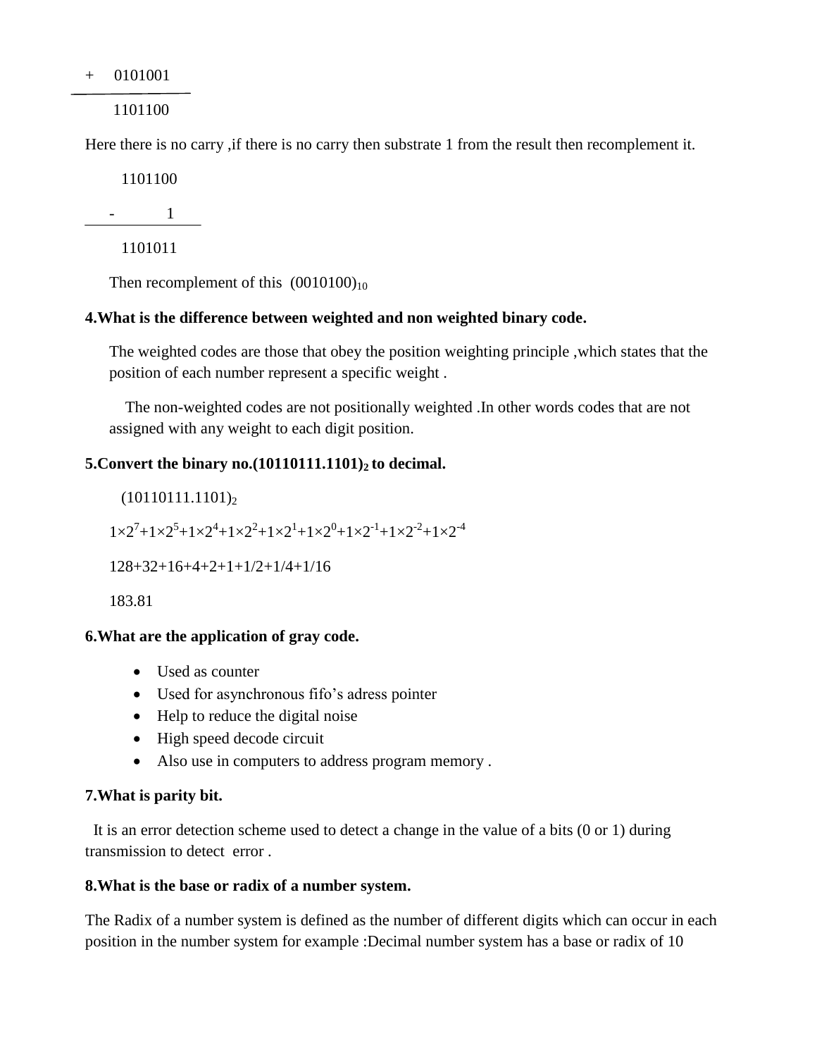```
+     0101001
________________
      1101100
```

Here there is no carry ,if there is no carry then substrate 1 from the result then recomplement it.

```
      1101100
  -         1
________________
      1101011
```

Then recomplement of this $(0010100)_{10}$

**4.What is the difference between weighted and non weighted binary code.**

The weighted codes are those that obey the position weighting principle ,which states that the position of each number represent a specific weight .

The non-weighted codes are not positionally weighted .In other words codes that are not assigned with any weight to each digit position.

**5.Convert the binary no.$(10110111.1101)_2$ to decimal.**

$(10110111.1101)_2$

$1\times2^7+1\times2^5+1\times2^4+1\times2^2+1\times2^1+1\times2^0+1\times2^{-1}+1\times2^{-2}+1\times2^{-4}$

128+32+16+4+2+1+1/2+1/4+1/16

183.81

**6.What are the application of gray code.**

- Used as counter
- Used for asynchronous fifo's adress pointer
- Help to reduce the digital noise
- High speed decode circuit
- Also use in computers to address program memory .

**7.What is parity bit.**

It is an error detection scheme used to detect a change in the value of a bits (0 or 1) during transmission to detect error .

**8.What is the base or radix of a number system.**

The Radix of a number system is defined as the number of different digits which can occur in each position in the number system for example :Decimal number system has a base or radix of 10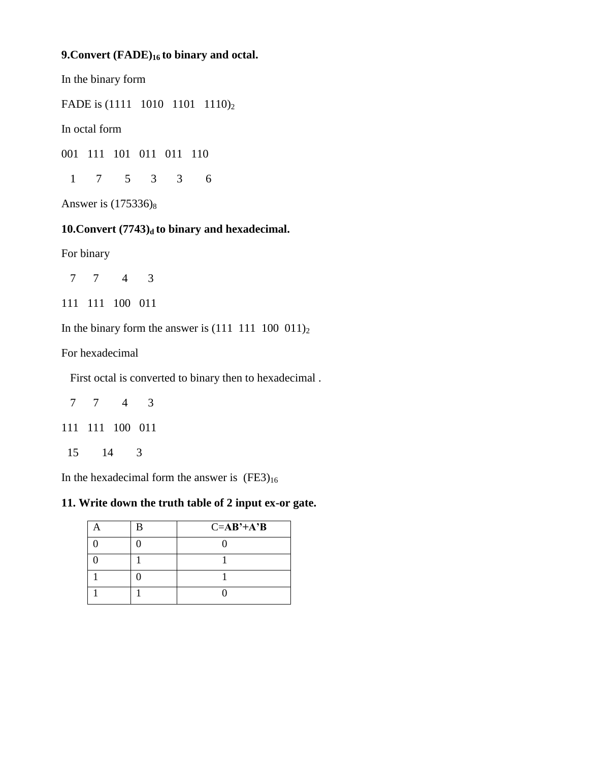**9.Convert $(FADE)_{16}$ to binary and octal.**

In the binary form

FADE is $(1111\ \ 1010\ \ 1101\ \ 1110)_2$

In octal form

001 111 101 011 011 110

1 7 5 3 3 6

Answer is $(175336)_8$

**10.Convert $(7743)_d$ to binary and hexadecimal.**

For binary

7 7 4 3

111 111 100 011

In the binary form the answer is $(111\ \ 111\ \ 100\ \ 011)_2$

For hexadecimal

First octal is converted to binary then to hexadecimal .

7 7 4 3

111 111 100 011

15 14 3

In the hexadecimal form the answer is $(FE3)_{16}$

**11. Write down the truth table of 2 input ex-or gate.**

| A | B | C=**AB'+A'B** |
|---|---|---|
| 0 | 0 | 0 |
| 0 | 1 | 1 |
| 1 | 0 | 1 |
| 1 | 1 | 0 |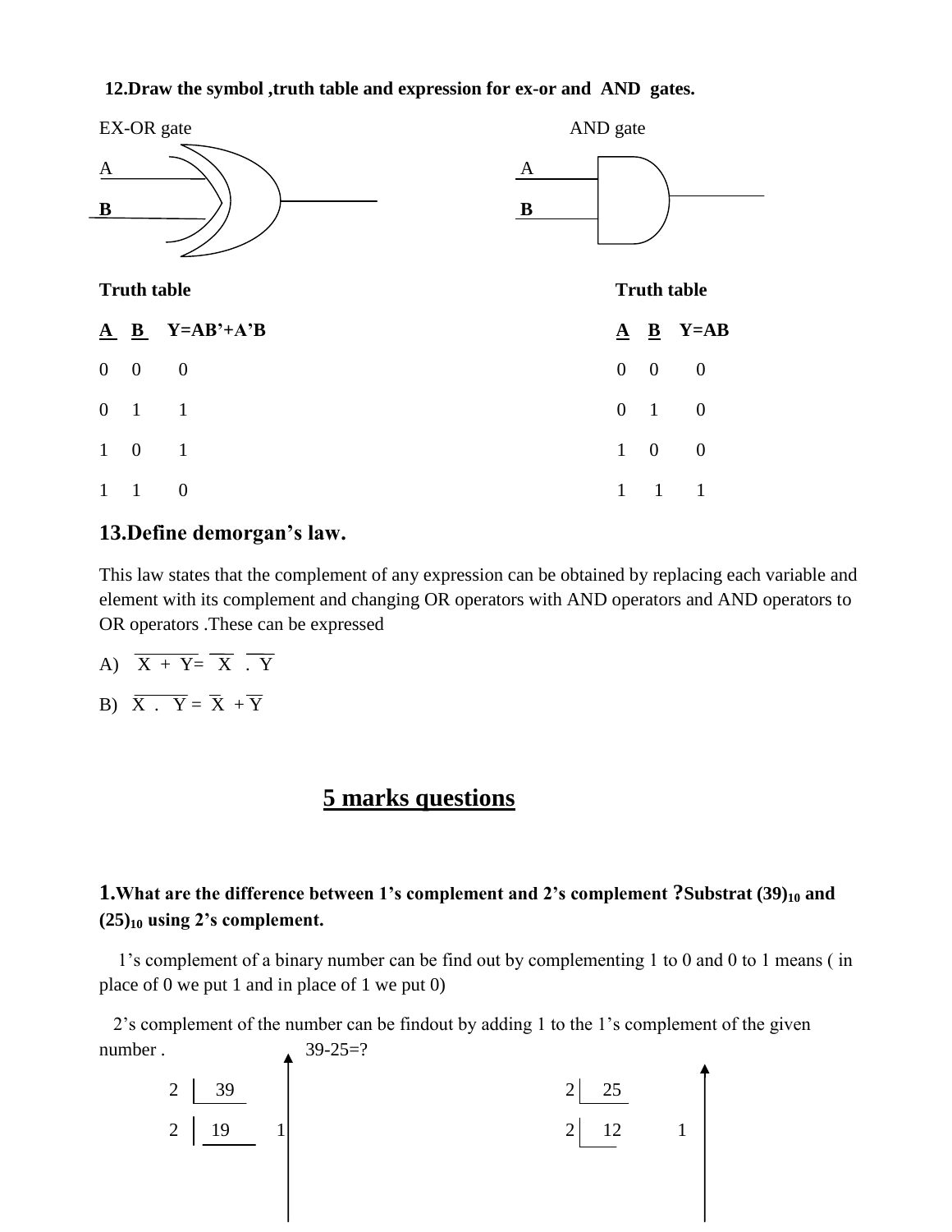**12.Draw the symbol ,truth table and expression for ex-or and AND gates.**

EX-OR gate

A

B

**Truth table**

| A | B | Y=AB'+A'B |
|---|---|---|
| 0 | 0 | 0 |
| 0 | 1 | 1 |
| 1 | 0 | 1 |
| 1 | 1 | 0 |

AND gate

A

B

**Truth table**

| A | B | Y=AB |
|---|---|---|
| 0 | 0 | 0 |
| 0 | 1 | 0 |
| 1 | 0 | 0 |
| 1 | 1 | 1 |

## 13.Define demorgan's law.

This law states that the complement of any expression can be obtained by replacing each variable and element with its complement and changing OR operators with AND operators and AND operators to OR operators .These can be expressed

A) $\overline{X + Y} = \overline{X} \cdot \overline{Y}$

B) $\overline{X \cdot Y} = \overline{X} + \overline{Y}$

# 5 marks questions

### 1.What are the difference between 1's complement and 2's complement ?Substrat $(39)_{10}$ and $(25)_{10}$ using 2's complement.

1's complement of a binary number can be find out by complementing 1 to 0 and 0 to 1 means ( in place of 0 we put 1 and in place of 1 we put 0)

2's complement of the number can be findout by adding 1 to the 1's complement of the given number . 39-25=?

2 | 39

2 | 19 &nbsp;&nbsp; 1

2 | 25

2 | 12 &nbsp;&nbsp; 1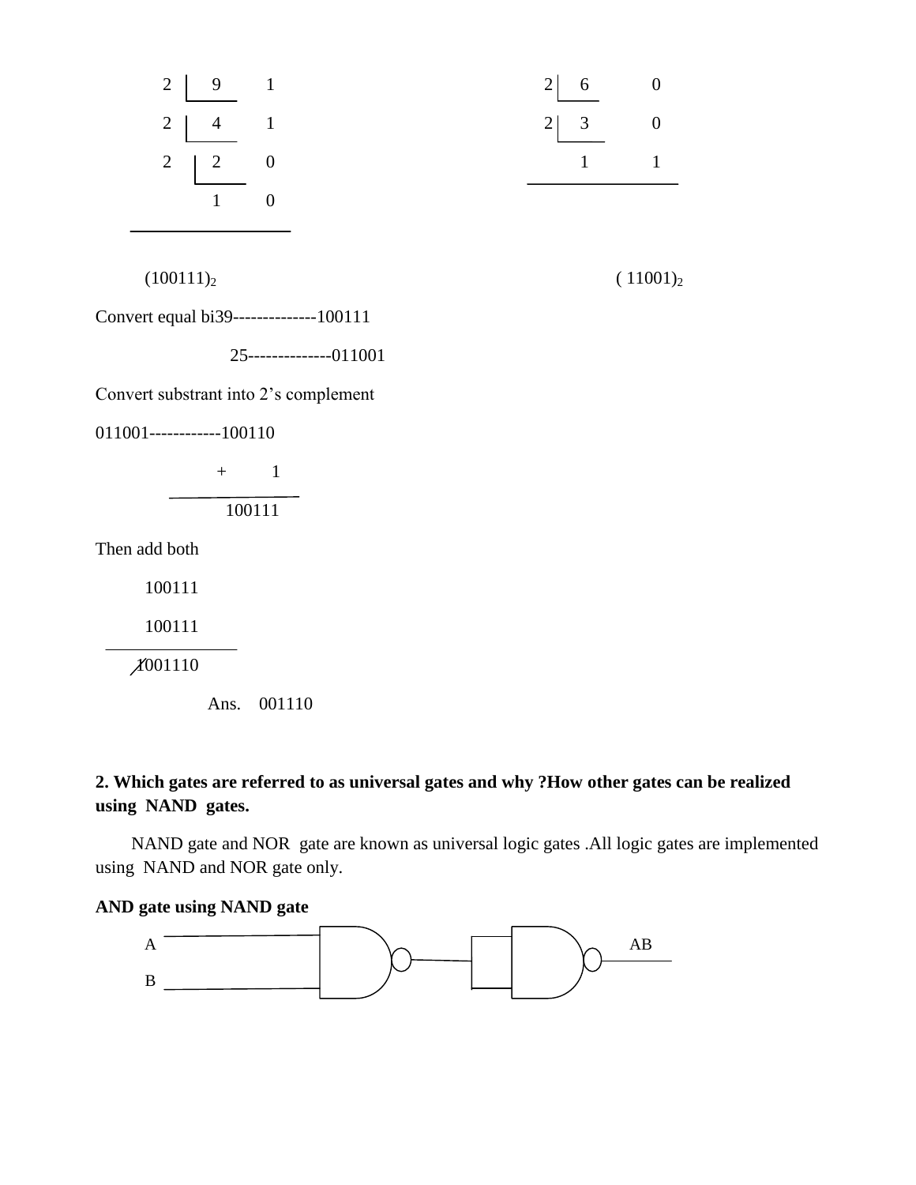| | | |
|---|---|---|
| 2 | 9 | 1 |
| 2 | 4 | 1 |
| 2 | 2 | 0 |
| | 1 | 0 |

| | | |
|---|---|---|
| 2 | 6 | 0 |
| 2 | 3 | 0 |
| | 1 | 1 |

$(100111)_2$ $( 11001)_2$

Convert equal bi39--------------100111

25--------------011001

Convert substrant into 2's complement

011001------------100110

\+ 1

100111

Then add both

100111

100111

~~1~~001110

Ans. 001110

**2. Which gates are referred to as universal gates and why ?How other gates can be realized using NAND gates.**

NAND gate and NOR gate are known as universal logic gates .All logic gates are implemented using NAND and NOR gate only.

**AND gate using NAND gate**

A

B

AB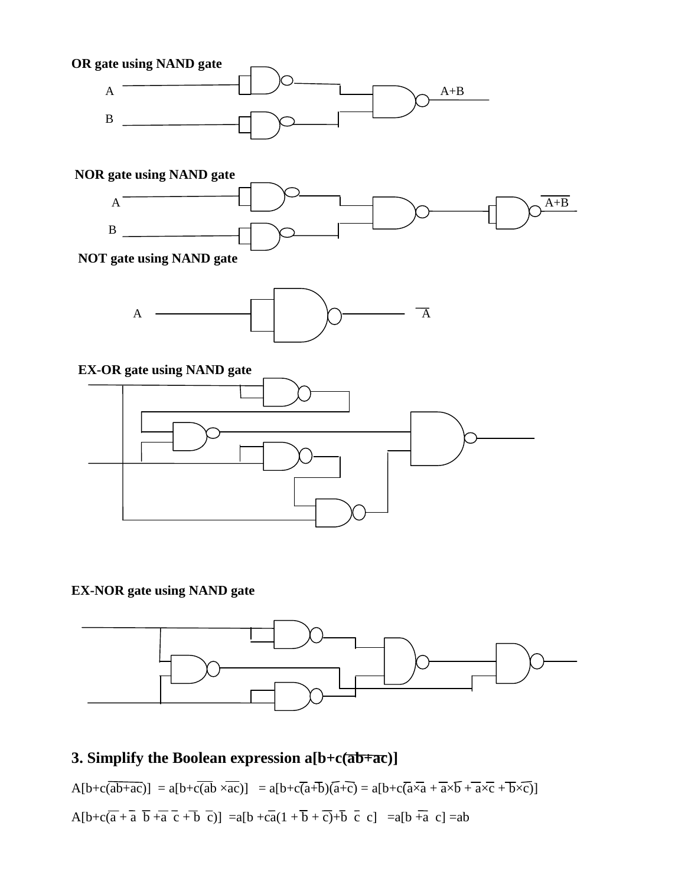**OR gate using NAND gate**

A

B

A+B

**NOR gate using NAND gate**

A

B

$\overline{A+B}$

**NOT gate using NAND gate**

A

$\overline{A}$

**EX-OR gate using NAND gate**

**EX-NOR gate using NAND gate**

## 3. Simplify the Boolean expression $a[b+c(\overline{ab+ac})]$

$A[b+c(\overline{ab+ac})] = a[b+c(\overline{ab} \times \overline{ac})] = a[b+c(\overline{a}+\overline{b})(\overline{a}+\overline{c}) = a[b+c(\overline{a}\times\overline{a} + \overline{a}\times\overline{b} + \overline{a}\times\overline{c} + \overline{b}\times\overline{c})]$

$A[b+c(\overline{a} + \overline{a}\ \overline{b} + \overline{a}\ \overline{c} + \overline{b}\ \overline{c})] = a[b + c\overline{a}(1 + \overline{b} + \overline{c}) + \overline{b}\ \overline{c}\ c] = a[b + \overline{a}\ c] = ab$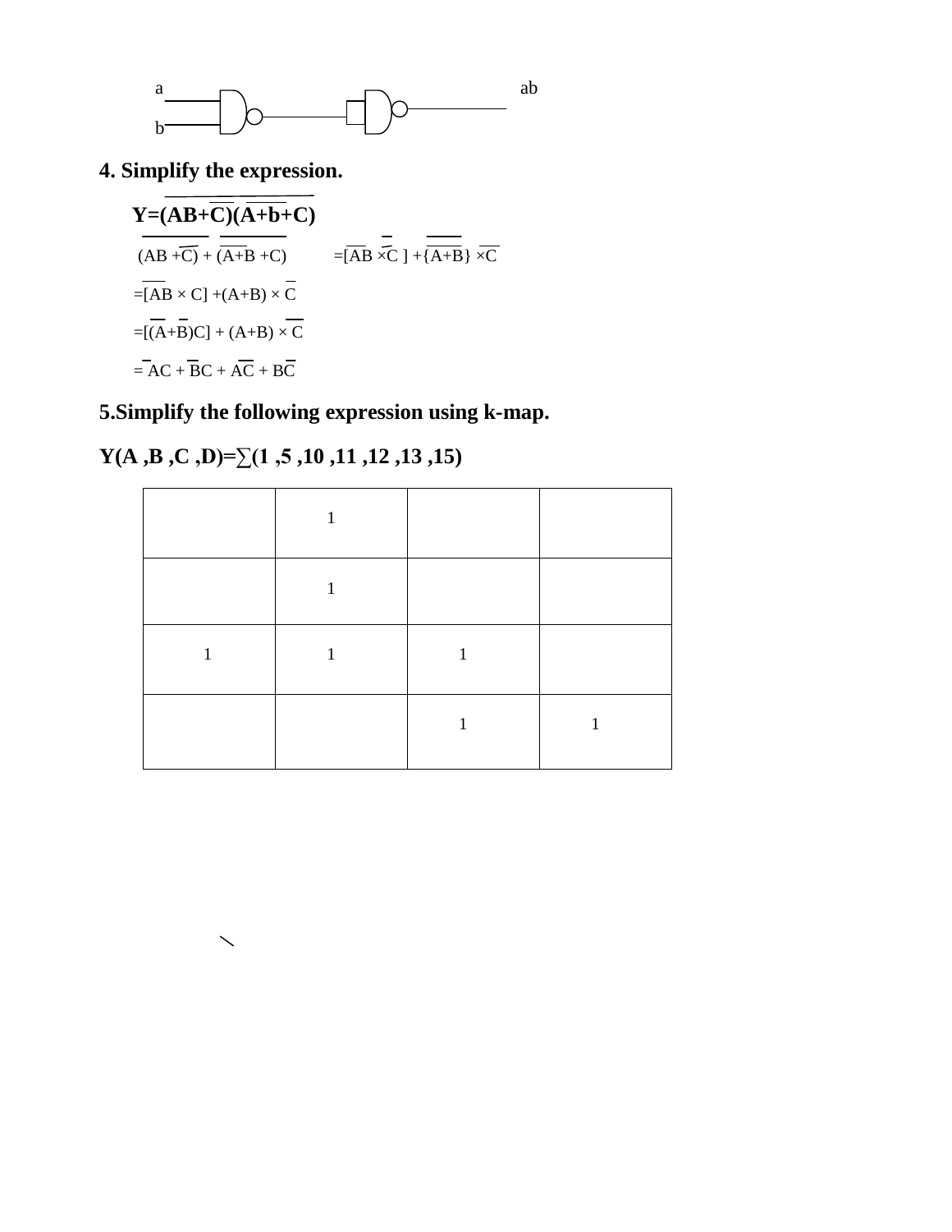a ab

b

**4. Simplify the expression.**

**$Y=\overline{(AB+\overline{C})(\overline{A+b}+C)}$**

$\overline{(AB+\overline{C})} + \overline{(\overline{A+B}+C)}$ $=[\overline{AB} \times \overline{\overline{C}}] + \{\overline{\overline{A+B}}\} \times \overline{C}$

$=[\overline{AB} \times C] + (A+B) \times \overline{C}$

$=[(\overline{A}+\overline{B})C] + (A+B) \times \overline{C}$

$= \overline{A}C + \overline{B}C + A\overline{C} + B\overline{C}$

**5.Simplify the following expression using k-map.**

**Y(A ,B ,C ,D)=∑(1 ,5 ,10 ,11 ,12 ,13 ,15)**

| | | | |
|---|---|---|---|
| | 1 | | |
| | 1 | | |
| 1 | 1 | 1 | |
| | | 1 | 1 |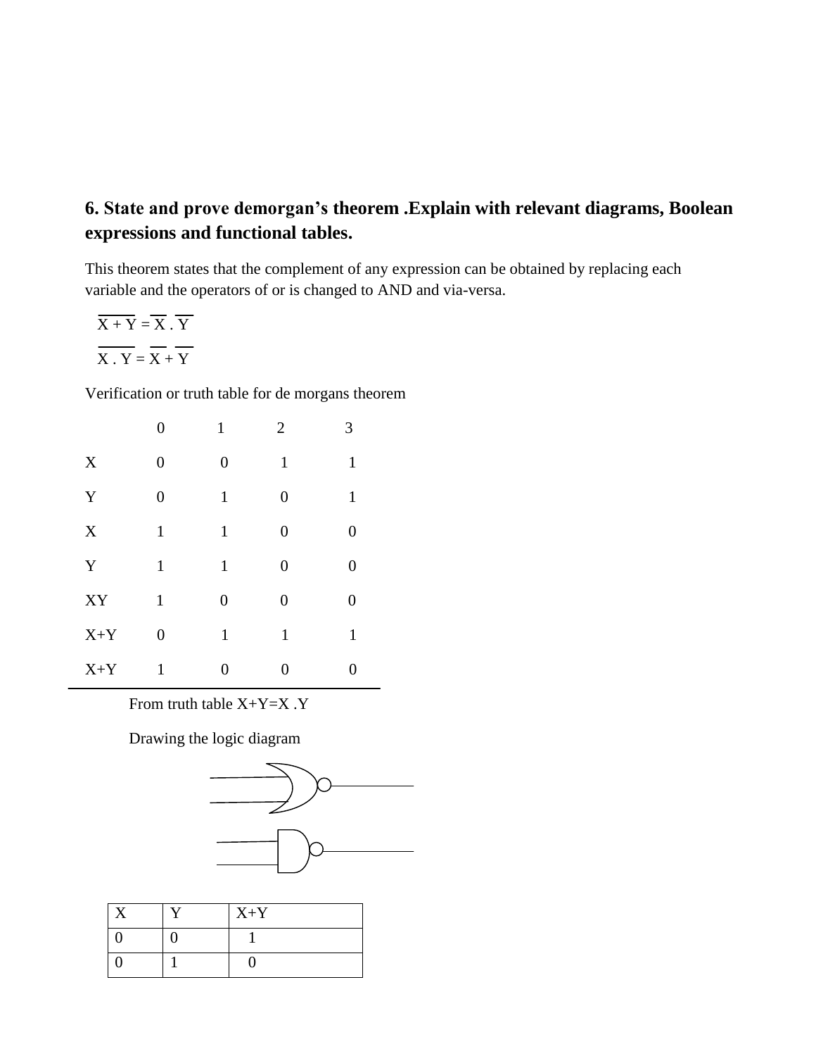### 6. State and prove demorgan's theorem .Explain with relevant diagrams, Boolean expressions and functional tables.

This theorem states that the complement of any expression can be obtained by replacing each variable and the operators of or is changed to AND and via-versa.

$\overline{X + Y} = \overline{X} . \overline{Y}$

$\overline{X . Y} = \overline{X} + \overline{Y}$

Verification or truth table for de morgans theorem

| | 0 | 1 | 2 | 3 |
|---|---|---|---|---|
| X | 0 | 0 | 1 | 1 |
| Y | 0 | 1 | 0 | 1 |
| X | 1 | 1 | 0 | 0 |
| Y | 1 | 1 | 0 | 0 |
| XY | 1 | 0 | 0 | 0 |
| X+Y | 0 | 1 | 1 | 1 |
| X+Y | 1 | 0 | 0 | 0 |

From truth table X+Y=X .Y

Drawing the logic diagram

| X | Y | X+Y |
|---|---|---|
| 0 | 0 | 1 |
| 0 | 1 | 0 |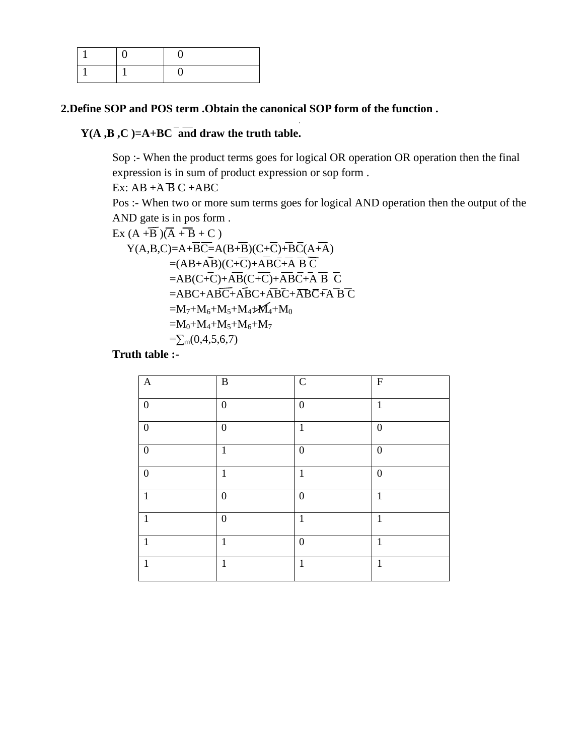| 1 | 0 | 0 |
|---|---|---|
| 1 | 1 | 0 |

**2.Define SOP and POS term .Obtain the canonical SOP form of the function .**

**$Y(A, B, C) = A + \overline{B}\overline{C}$ and draw the truth table.**

Sop :- When the product terms goes for logical OR operation OR operation then the final expression is in sum of product expression or sop form .

Ex: $AB + A\overline{B}C + ABC$

Pos :- When two or more sum terms goes for logical AND operation then the output of the AND gate is in pos form .

Ex $(A + \overline{B})(\overline{A} + \overline{B} + C)$

$$Y(A,B,C) = A + \overline{B}\overline{C} = A(B+\overline{B})(C+\overline{C}) + \overline{B}\overline{C}(A+\overline{A})$$

$$= (AB + A\overline{B})(C+\overline{C}) + A\overline{B}\overline{C} + \overline{A}\,\overline{B}\,\overline{C}$$

$$= AB(C+\overline{C}) + A\overline{B}(C+\overline{C}) + A\overline{B}\overline{C} + \overline{A}\,\overline{B}\,\overline{C}$$

$$= ABC + AB\overline{C} + A\overline{B}C + A\overline{B}\overline{C} + A\overline{B}\overline{C} + \overline{A}\,\overline{B}\,\overline{C}$$

$$= M_7 + M_6 + M_5 + M_4 + M_4 + M_0$$

$$= M_0 + M_4 + M_5 + M_6 + M_7$$

$$= \sum m(0,4,5,6,7)$$

**Truth table :-**

| A | B | C | F |
|---|---|---|---|
| 0 | 0 | 0 | 1 |
| 0 | 0 | 1 | 0 |
| 0 | 1 | 0 | 0 |
| 0 | 1 | 1 | 0 |
| 1 | 0 | 0 | 1 |
| 1 | 0 | 1 | 1 |
| 1 | 1 | 0 | 1 |
| 1 | 1 | 1 | 1 |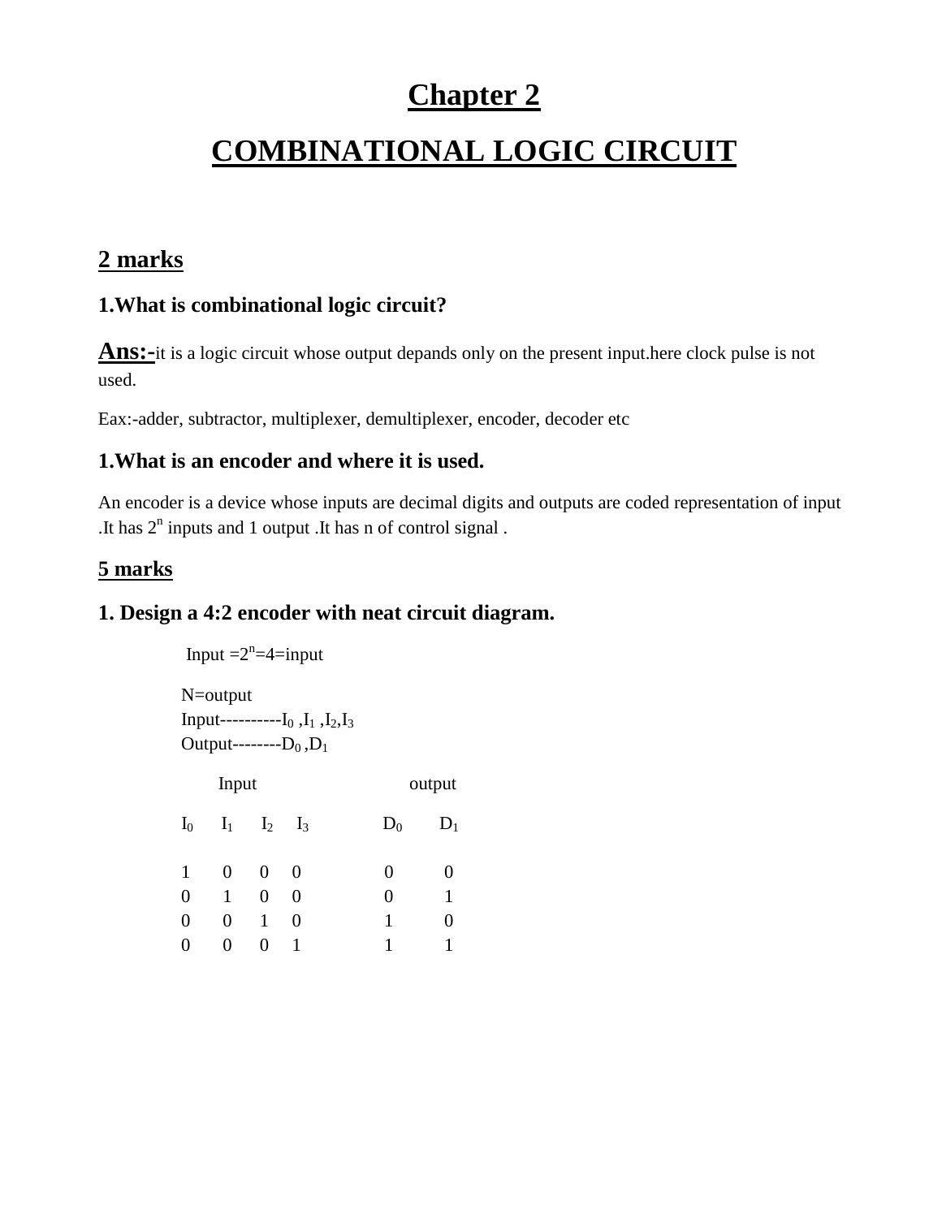# Chapter 2

# COMBINATIONAL LOGIC CIRCUIT

## 2 marks

### 1.What is combinational logic circuit?

**Ans:-**it is a logic circuit whose output depands only on the present input.here clock pulse is not used.

Eax:-adder, subtractor, multiplexer, demultiplexer, encoder, decoder etc

### 1.What is an encoder and where it is used.

An encoder is a device whose inputs are decimal digits and outputs are coded representation of input .It has $2^n$ inputs and 1 output .It has n of control signal .

## 5 marks

### 1. Design a 4:2 encoder with neat circuit diagram.

Input $=2^n=4=$input

N=output

Input----------$I_0$ ,$I_1$ ,$I_2$,$I_3$

Output--------$D_0$ ,$D_1$

| Input | | | | output | |
|---|---|---|---|---|---|
| $I_0$ | $I_1$ | $I_2$ | $I_3$ | $D_0$ | $D_1$ |
| 1 | 0 | 0 | 0 | 0 | 0 |
| 0 | 1 | 0 | 0 | 0 | 1 |
| 0 | 0 | 1 | 0 | 1 | 0 |
| 0 | 0 | 0 | 1 | 1 | 1 |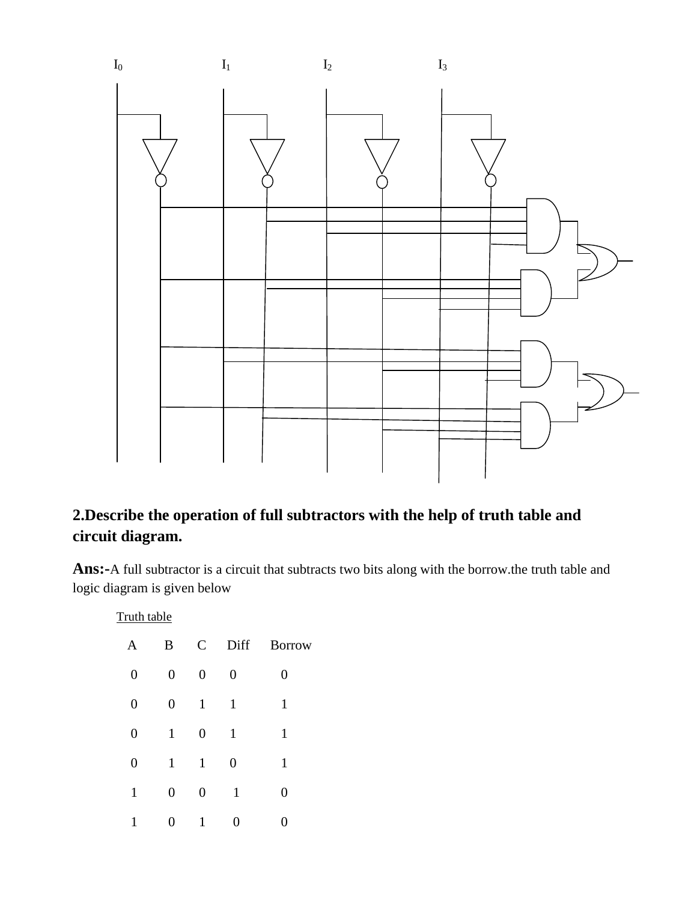$I_0$ $I_1$ $I_2$ $I_3$

## 2.Describe the operation of full subtractors with the help of truth table and circuit diagram.

**Ans:-**A full subtractor is a circuit that subtracts two bits along with the borrow.the truth table and logic diagram is given below

Truth table

| A | B | C | Diff | Borrow |
|---|---|---|---|---|
| 0 | 0 | 0 | 0 | 0 |
| 0 | 0 | 1 | 1 | 1 |
| 0 | 1 | 0 | 1 | 1 |
| 0 | 1 | 1 | 0 | 1 |
| 1 | 0 | 0 | 1 | 0 |
| 1 | 0 | 1 | 0 | 0 |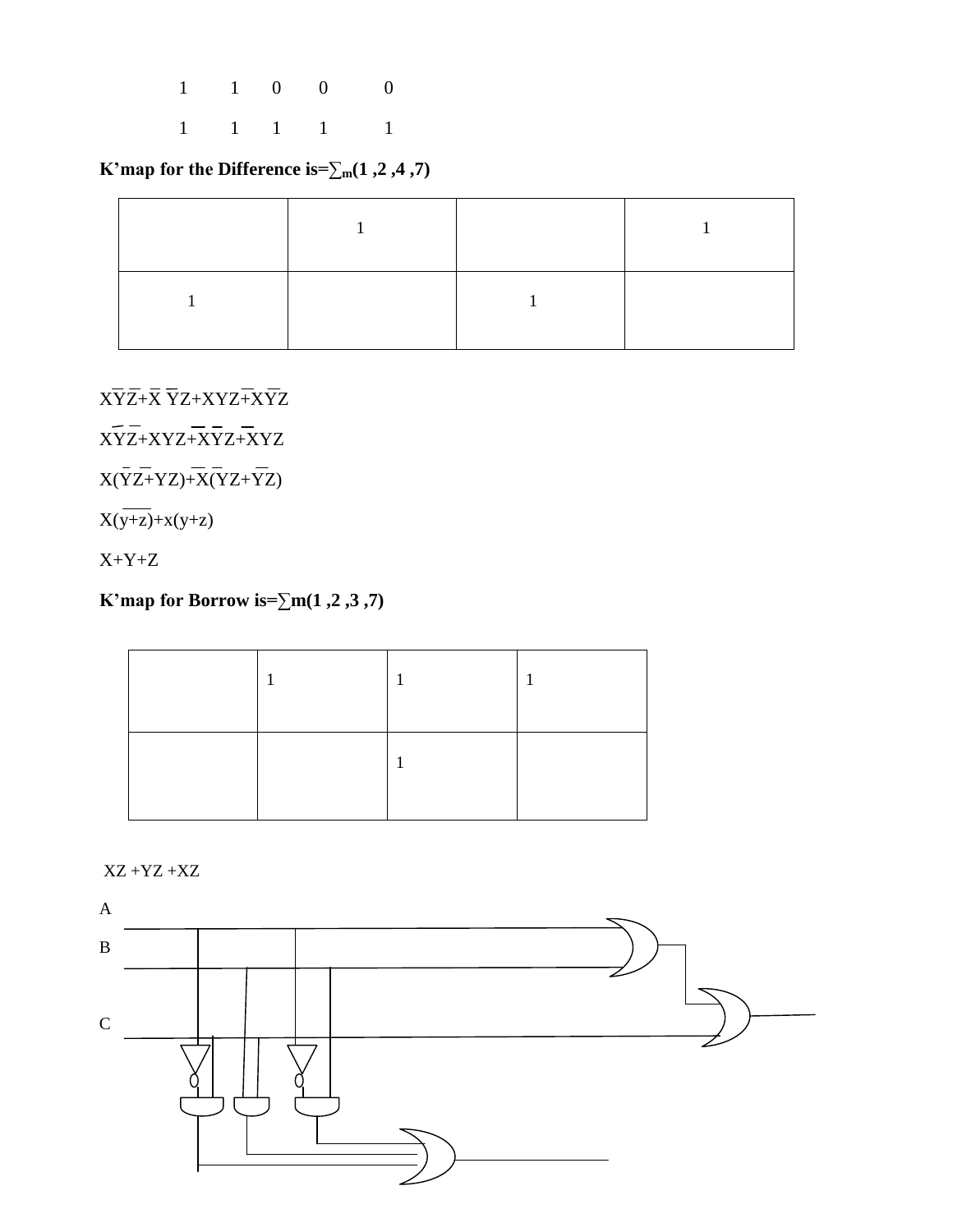| | | | | |
|---|---|---|---|---|
| 1 | 1 | 0 | 0 | 0 |
| 1 | 1 | 1 | 1 | 1 |

**K'map for the Difference is=$\sum_m$(1 ,2 ,4 ,7)**

| | | | |
|---|---|---|---|
| | 1 | | 1 |
| 1 | | 1 | |

$X\overline{Y}\overline{Z}+\overline{X}\,\overline{Y}Z+XYZ+\overline{X}Y\overline{Z}$

$X\overline{Y}\overline{Z}+XYZ+\overline{X}\overline{Y}Z+\overline{X}YZ$

$X(\overline{Y}\overline{Z}+YZ)+\overline{X}(\overline{Y}Z+Y\overline{Z})$

$X(\overline{y+z})+x(y+z)$

$X+Y+Z$

**K'map for Borrow is=$\sum$m(1 ,2 ,3 ,7)**

| | | | |
|---|---|---|---|
| | 1 | 1 | 1 |
| | | 1 | |

XZ +YZ +XZ

A

B

C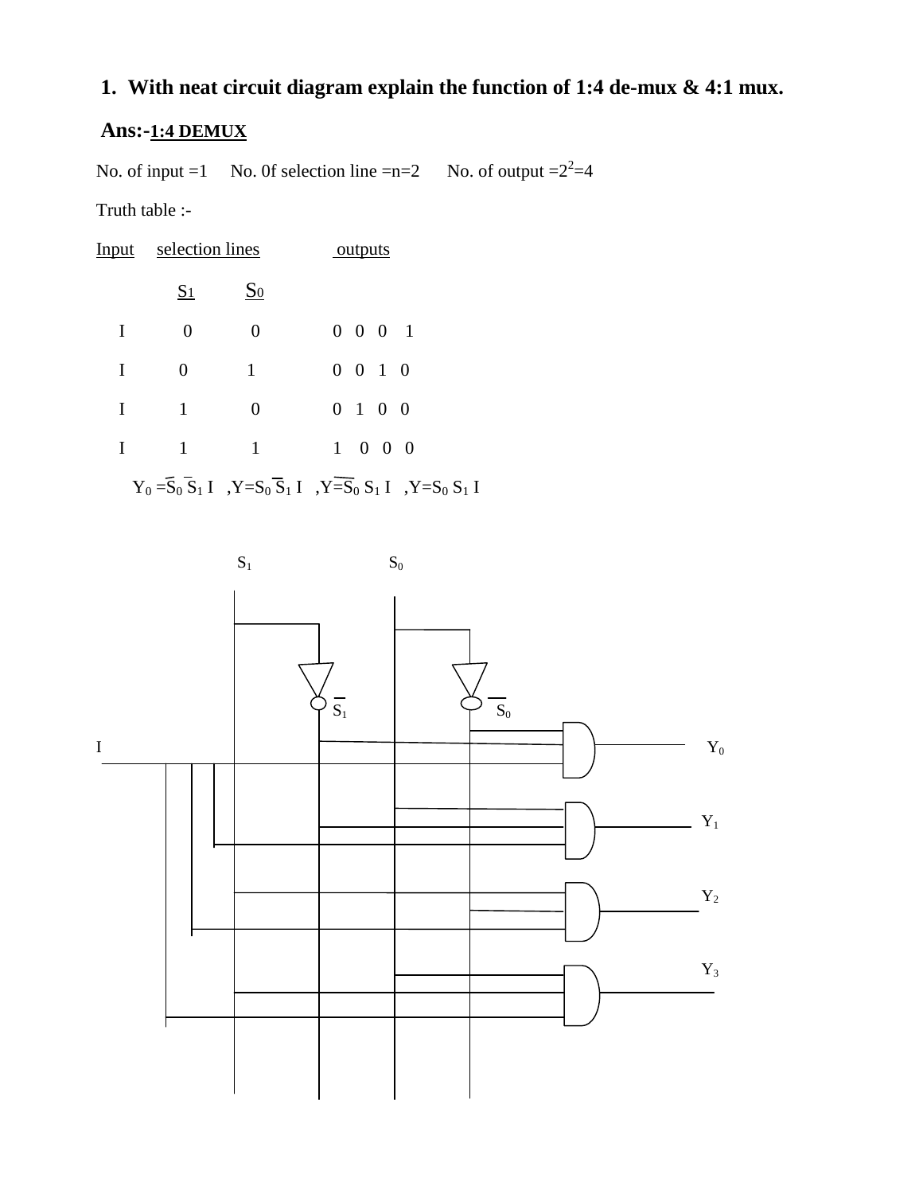**1. With neat circuit diagram explain the function of 1:4 de-mux & 4:1 mux.**

**Ans:-** **1:4 DEMUX**

No. of input =1  No. 0f selection line =n=2  No. of output $=2^2=4$

Truth table :-

| Input | selection lines | | outputs |
|---|---|---|---|
| | $S_1$ | $S_0$ | |
| I | 0 | 0 | 0 0 0 1 |
| I | 0 | 1 | 0 0 1 0 |
| I | 1 | 0 | 0 1 0 0 |
| I | 1 | 1 | 1 0 0 0 |

$Y_0 = \bar{S_0}\,\bar{S_1}\, I$ ,$Y = S_0\,\bar{S_1}\, I$ ,$Y = \overline{S_0}\, S_1\, I$ ,$Y = S_0\, S_1\, I$

$S_1$  $S_0$

$\overline{S_1}$  $\overline{S_0}$

I

$Y_0$

$Y_1$

$Y_2$

$Y_3$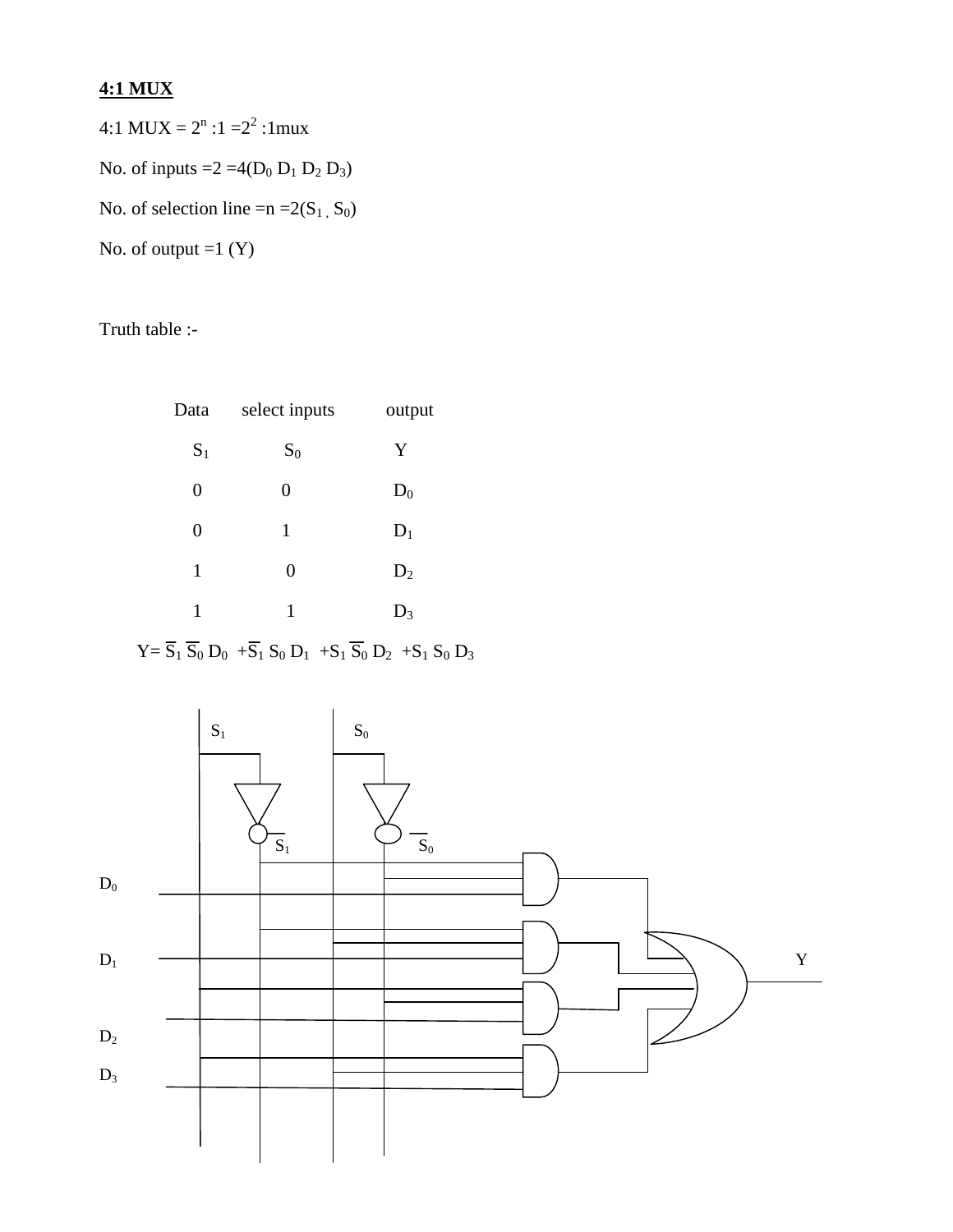**4:1 MUX**

4:1 MUX = $2^n$ :1 =$2^2$ :1mux

No. of inputs =2 =4($D_0$ $D_1$ $D_2$ $D_3$)

No. of selection line =n =2($S_1$ , $S_0$)

No. of output =1 (Y)

Truth table :-

| Data | select inputs | output |
|---|---|---|
| $S_1$ | $S_0$ | Y |
| 0 | 0 | $D_0$ |
| 0 | 1 | $D_1$ |
| 1 | 0 | $D_2$ |
| 1 | 1 | $D_3$ |

$$Y= \overline{S_1}\,\overline{S_0}\,D_0 + \overline{S_1}\,S_0\,D_1 + S_1\,\overline{S_0}\,D_2 + S_1\,S_0\,D_3$$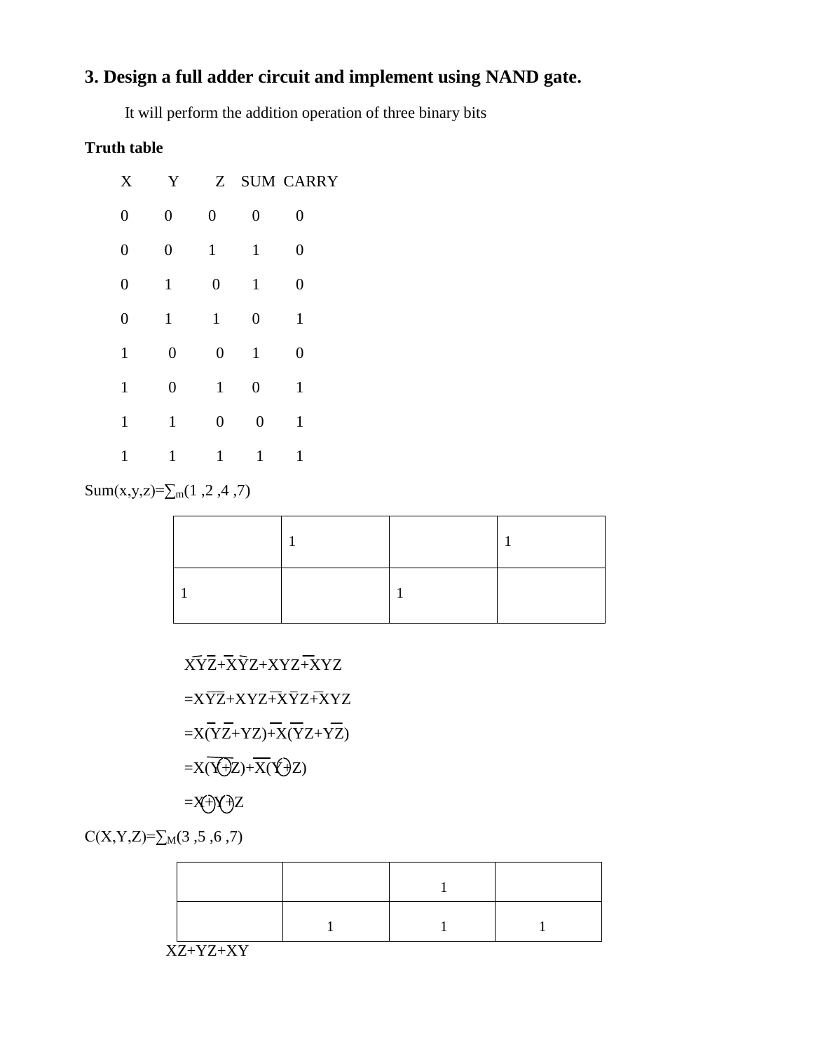### 3. Design a full adder circuit and implement using NAND gate.

It will perform the addition operation of three binary bits

**Truth table**

| X | Y | Z | SUM | CARRY |
|---|---|---|---|---|
| 0 | 0 | 0 | 0 | 0 |
| 0 | 0 | 1 | 1 | 0 |
| 0 | 1 | 0 | 1 | 0 |
| 0 | 1 | 1 | 0 | 1 |
| 1 | 0 | 0 | 1 | 0 |
| 1 | 0 | 1 | 0 | 1 |
| 1 | 1 | 0 | 0 | 1 |
| 1 | 1 | 1 | 1 | 1 |

Sum(x,y,z)=$\sum_m(1, 2, 4, 7)$

| | | | |
|---|---|---|---|
| | 1 | | 1 |
| 1 | | 1 | |

$X\bar{Y}\bar{Z}+\bar{X}\bar{Y}Z+XYZ+\bar{X}YZ$

$=X\bar{Y}\bar{Z}+XYZ+\bar{X}\bar{Y}Z+\bar{X}YZ$

$=X(\bar{Y}\bar{Z}+YZ)+\bar{X}(\bar{Y}Z+Y\bar{Z})$

$=X(\overline{Y\oplus Z})+\bar{X}(Y\oplus Z)$

$=X\oplus Y\oplus Z$

C(X,Y,Z)=$\sum_M(3, 5, 6, 7)$

| | | | |
|---|---|---|---|
| | | 1 | |
| | 1 | 1 | 1 |

XZ+YZ+XY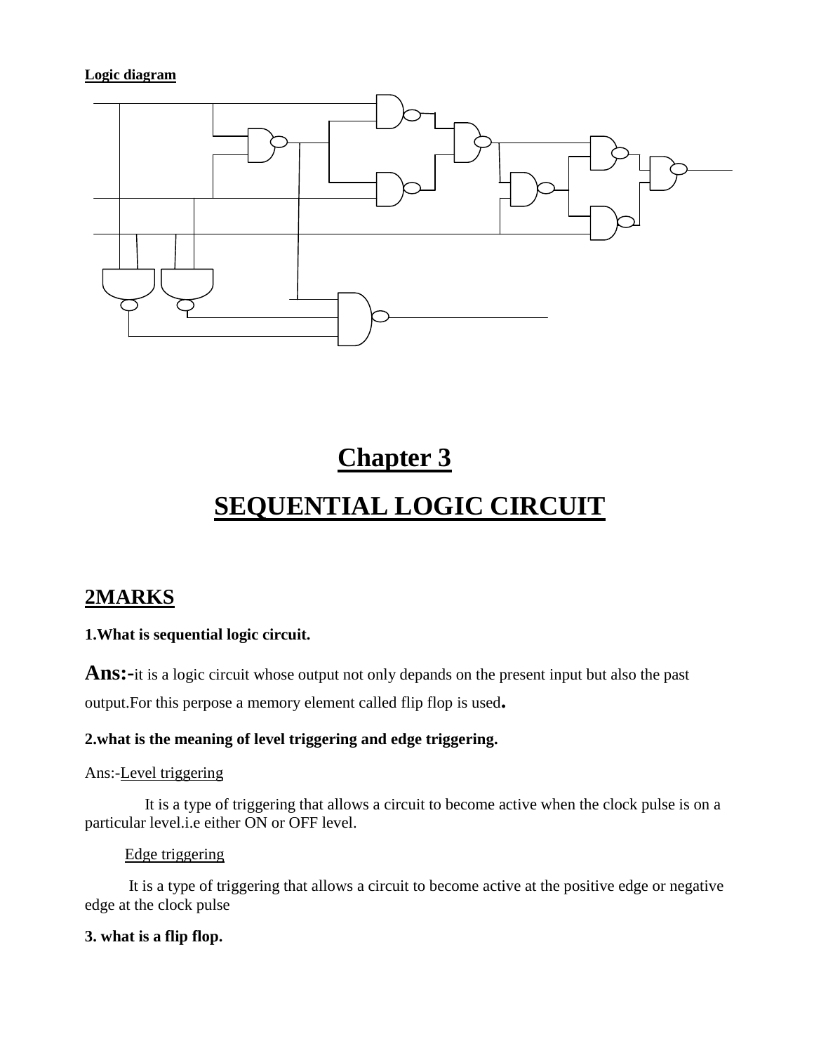**Logic diagram**

# Chapter 3

# SEQUENTIAL LOGIC CIRCUIT

## 2MARKS

**1.What is sequential logic circuit.**

**Ans:-**it is a logic circuit whose output not only depands on the present input but also the past output.For this perpose a memory element called flip flop is used**.**

**2.what is the meaning of level triggering and edge triggering.**

Ans:-Level triggering

It is a type of triggering that allows a circuit to become active when the clock pulse is on a particular level.i.e either ON or OFF level.

Edge triggering

It is a type of triggering that allows a circuit to become active at the positive edge or negative edge at the clock pulse

**3. what is a flip flop.**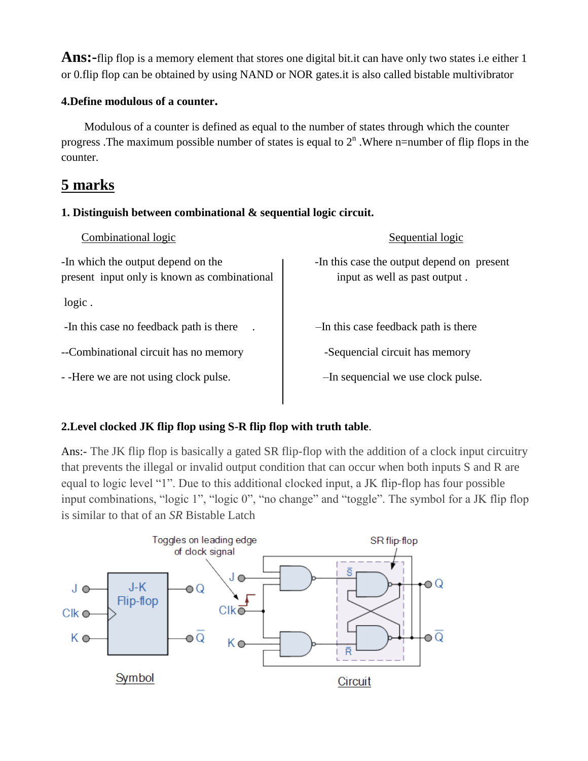**Ans:-**flip flop is a memory element that stores one digital bit.it can have only two states i.e either 1 or 0.flip flop can be obtained by using NAND or NOR gates.it is also called bistable multivibrator

**4.Define modulous of a counter.**

Modulous of a counter is defined as equal to the number of states through which the counter progress .The maximum possible number of states is equal to $2^n$ .Where n=number of flip flops in the counter.

## 5 marks

**1. Distinguish between combinational & sequential logic circuit.**

| Combinational logic | Sequential logic |
|---|---|
| -In which the output depend on the present input only is known as combinational logic . | -In this case the output depend on present input as well as past output . |
| -In this case no feedback path is there . | –In this case feedback path is there |
| --Combinational circuit has no memory | -Sequencial circuit has memory |
| - -Here we are not using clock pulse. | –In sequencial we use clock pulse. |

**2.Level clocked JK flip flop using S-R flip flop with truth table.**

Ans:- The JK flip flop is basically a gated SR flip-flop with the addition of a clock input circuitry that prevents the illegal or invalid output condition that can occur when both inputs S and R are equal to logic level "1". Due to this additional clocked input, a JK flip-flop has four possible input combinations, "logic 1", "logic 0", "no change" and "toggle". The symbol for a JK flip flop is similar to that of an *SR* Bistable Latch

Symbol

Circuit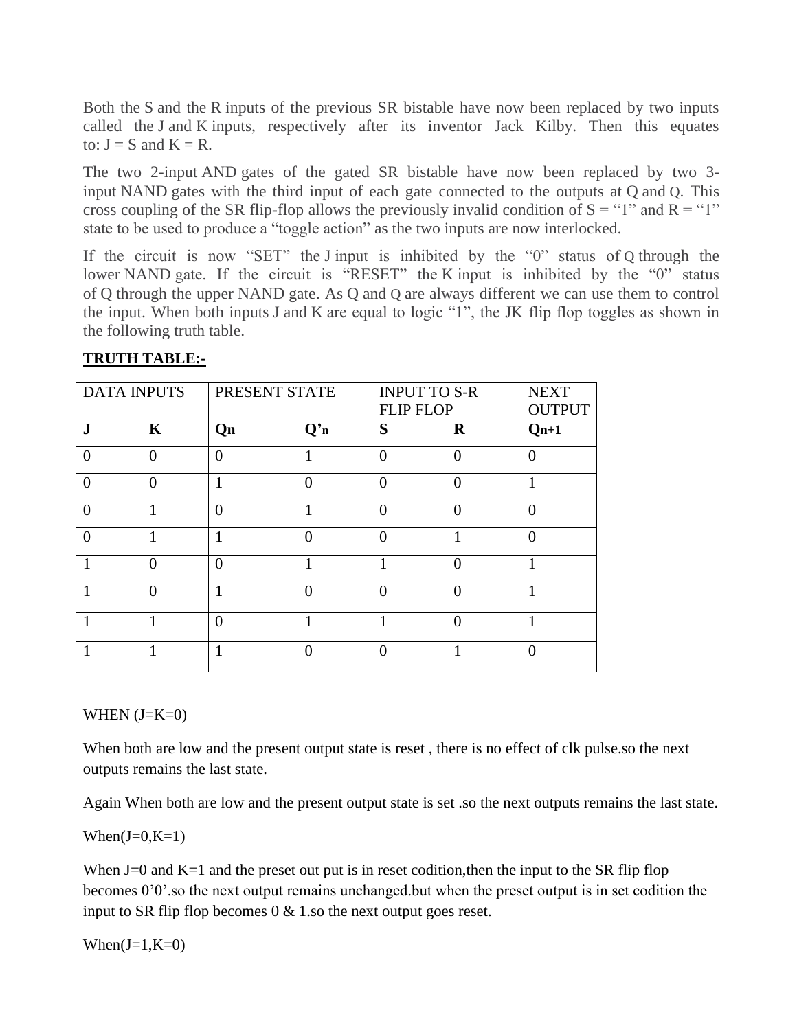Both the S and the R inputs of the previous SR bistable have now been replaced by two inputs called the J and K inputs, respectively after its inventor Jack Kilby. Then this equates to: J = S and K = R.

The two 2-input AND gates of the gated SR bistable have now been replaced by two 3-input NAND gates with the third input of each gate connected to the outputs at Q and Q. This cross coupling of the SR flip-flop allows the previously invalid condition of S = "1" and R = "1" state to be used to produce a "toggle action" as the two inputs are now interlocked.

If the circuit is now "SET" the J input is inhibited by the "0" status of Q through the lower NAND gate. If the circuit is "RESET" the K input is inhibited by the "0" status of Q through the upper NAND gate. As Q and Q are always different we can use them to control the input. When both inputs J and K are equal to logic "1", the JK flip flop toggles as shown in the following truth table.

**TRUTH TABLE:-**

| DATA INPUTS | | PRESENT STATE | | INPUT TO S-R FLIP FLOP | | NEXT OUTPUT |
|---|---|---|---|---|---|---|
| **J** | **K** | **Qn** | **Q'n** | **S** | **R** | **Qn+1** |
| 0 | 0 | 0 | 1 | 0 | 0 | 0 |
| 0 | 0 | 1 | 0 | 0 | 0 | 1 |
| 0 | 1 | 0 | 1 | 0 | 0 | 0 |
| 0 | 1 | 1 | 0 | 0 | 1 | 0 |
| 1 | 0 | 0 | 1 | 1 | 0 | 1 |
| 1 | 0 | 1 | 0 | 0 | 0 | 1 |
| 1 | 1 | 0 | 1 | 1 | 0 | 1 |
| 1 | 1 | 1 | 0 | 0 | 1 | 0 |

WHEN (J=K=0)

When both are low and the present output state is reset , there is no effect of clk pulse.so the next outputs remains the last state.

Again When both are low and the present output state is set .so the next outputs remains the last state.

When(J=0,K=1)

When J=0 and K=1 and the preset out put is in reset codition,then the input to the SR flip flop becomes 0'0'.so the next output remains unchanged.but when the preset output is in set codition the input to SR flip flop becomes 0 & 1.so the next output goes reset.

When(J=1,K=0)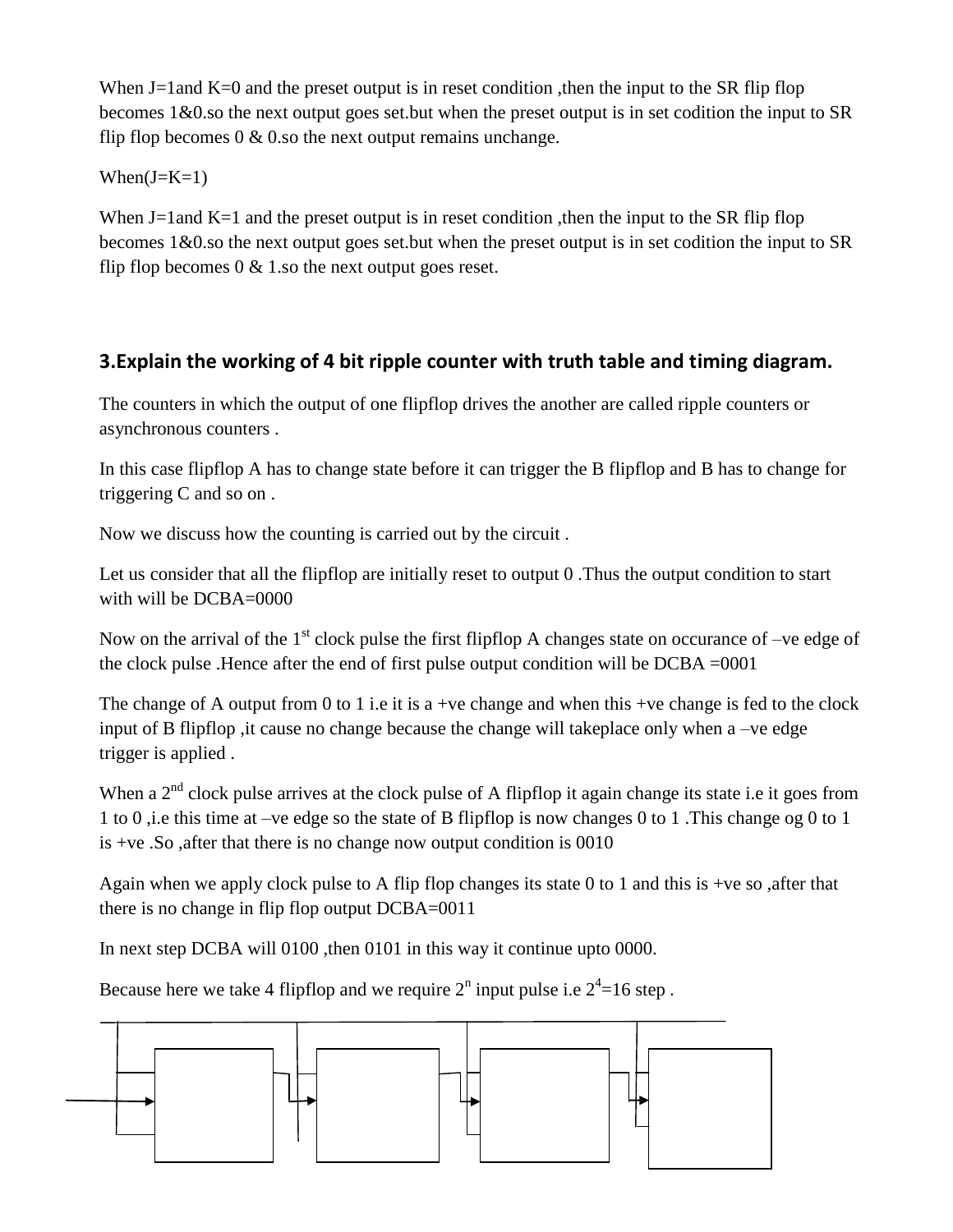When J=1and K=0 and the preset output is in reset condition ,then the input to the SR flip flop becomes 1&0.so the next output goes set.but when the preset output is in set codition the input to SR flip flop becomes 0 & 0.so the next output remains unchange.

When(J=K=1)

When J=1and K=1 and the preset output is in reset condition ,then the input to the SR flip flop becomes 1&0.so the next output goes set.but when the preset output is in set codition the input to SR flip flop becomes 0 & 1.so the next output goes reset.

### 3.Explain the working of 4 bit ripple counter with truth table and timing diagram.

The counters in which the output of one flipflop drives the another are called ripple counters or asynchronous counters .

In this case flipflop A has to change state before it can trigger the B flipflop and B has to change for triggering C and so on .

Now we discuss how the counting is carried out by the circuit .

Let us consider that all the flipflop are initially reset to output 0 .Thus the output condition to start with will be DCBA=0000

Now on the arrival of the 1st clock pulse the first flipflop A changes state on occurance of –ve edge of the clock pulse .Hence after the end of first pulse output condition will be DCBA =0001

The change of A output from 0 to 1 i.e it is a +ve change and when this +ve change is fed to the clock input of B flipflop ,it cause no change because the change will takeplace only when a –ve edge trigger is applied .

When a 2nd clock pulse arrives at the clock pulse of A flipflop it again change its state i.e it goes from 1 to 0 ,i.e this time at –ve edge so the state of B flipflop is now changes 0 to 1 .This change og 0 to 1 is +ve .So ,after that there is no change now output condition is 0010

Again when we apply clock pulse to A flip flop changes its state 0 to 1 and this is +ve so ,after that there is no change in flip flop output DCBA=0011

In next step DCBA will 0100 ,then 0101 in this way it continue upto 0000.

Because here we take 4 flipflop and we require $2^n$ input pulse i.e $2^4$=16 step .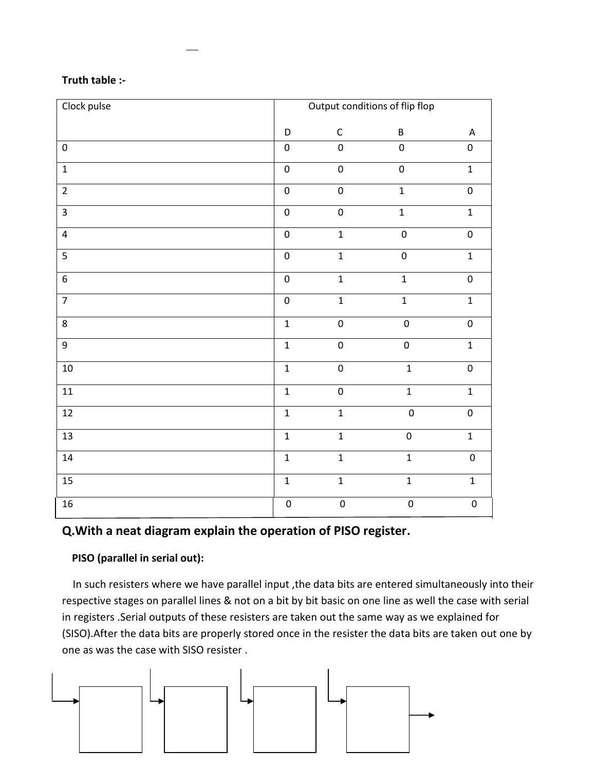**Truth table :-**

| Clock pulse | Output conditions of flip flop | | | |
|---|---|---|---|---|
| | D | C | B | A |
| 0 | 0 | 0 | 0 | 0 |
| 1 | 0 | 0 | 0 | 1 |
| 2 | 0 | 0 | 1 | 0 |
| 3 | 0 | 0 | 1 | 1 |
| 4 | 0 | 1 | 0 | 0 |
| 5 | 0 | 1 | 0 | 1 |
| 6 | 0 | 1 | 1 | 0 |
| 7 | 0 | 1 | 1 | 1 |
| 8 | 1 | 0 | 0 | 0 |
| 9 | 1 | 0 | 0 | 1 |
| 10 | 1 | 0 | 1 | 0 |
| 11 | 1 | 0 | 1 | 1 |
| 12 | 1 | 1 | 0 | 0 |
| 13 | 1 | 1 | 0 | 1 |
| 14 | 1 | 1 | 1 | 0 |
| 15 | 1 | 1 | 1 | 1 |
| 16 | 0 | 0 | 0 | 0 |

## Q.With a neat diagram explain the operation of PISO register.

**PISO (parallel in serial out):**

In such resisters where we have parallel input ,the data bits are entered simultaneously into their respective stages on parallel lines & not on a bit by bit basic on one line as well the case with serial in registers .Serial outputs of these resisters are taken out the same way as we explained for (SISO).After the data bits are properly stored once in the resister the data bits are taken out one by one as was the case with SISO resister .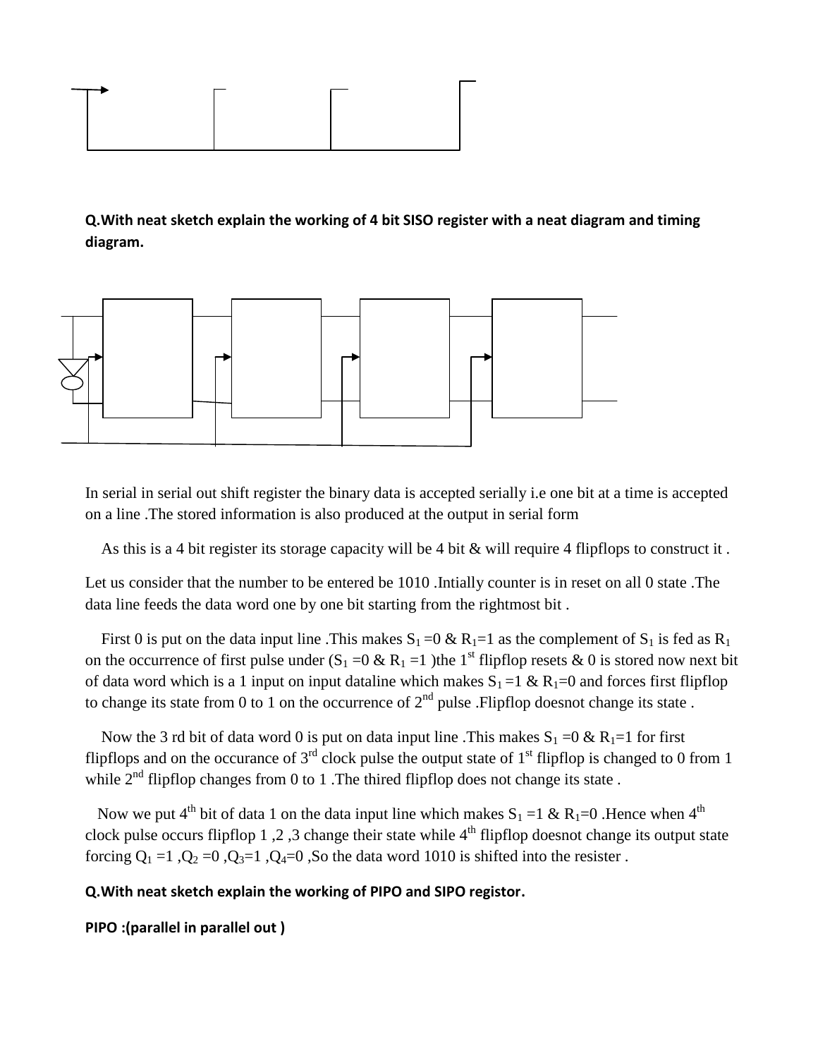**Q.With neat sketch explain the working of 4 bit SISO register with a neat diagram and timing diagram.**

In serial in serial out shift register the binary data is accepted serially i.e one bit at a time is accepted on a line .The stored information is also produced at the output in serial form

As this is a 4 bit register its storage capacity will be 4 bit & will require 4 flipflops to construct it .

Let us consider that the number to be entered be 1010 .Intially counter is in reset on all 0 state .The data line feeds the data word one by one bit starting from the rightmost bit .

First 0 is put on the data input line .This makes $S_1 = 0$ & $R_1 = 1$ as the complement of $S_1$ is fed as $R_1$ on the occurrence of first pulse under ($S_1 = 0$ & $R_1 = 1$ )the 1st flipflop resets & 0 is stored now next bit of data word which is a 1 input on input dataline which makes $S_1 = 1$ & $R_1 = 0$ and forces first flipflop to change its state from 0 to 1 on the occurrence of 2nd pulse .Flipflop doesnot change its state .

Now the 3 rd bit of data word 0 is put on data input line .This makes $S_1 = 0$ & $R_1 = 1$ for first flipflops and on the occurance of 3rd clock pulse the output state of 1st flipflop is changed to 0 from 1 while 2nd flipflop changes from 0 to 1 .The thired flipflop does not change its state .

Now we put 4th bit of data 1 on the data input line which makes $S_1 = 1$ & $R_1 = 0$ .Hence when 4th clock pulse occurs flipflop 1 ,2 ,3 change their state while 4th flipflop doesnot change its output state forcing $Q_1 = 1$ ,$Q_2 = 0$ ,$Q_3 = 1$ ,$Q_4 = 0$ ,So the data word 1010 is shifted into the resister .

**Q.With neat sketch explain the working of PIPO and SIPO registor.**

**PIPO :(parallel in parallel out )**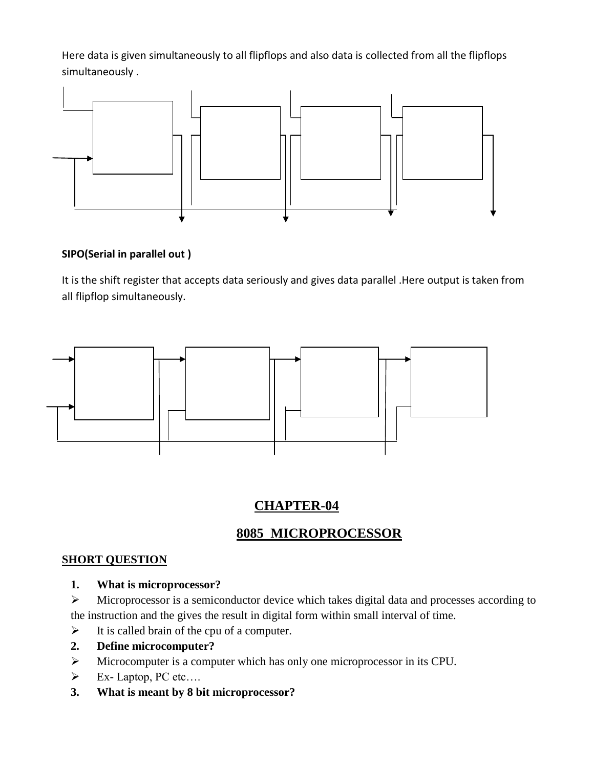Here data is given simultaneously to all flipflops and also data is collected from all the flipflops simultaneously .

**SIPO(Serial in parallel out )**

It is the shift register that accepts data seriously and gives data parallel .Here output is taken from all flipflop simultaneously.

# CHAPTER-04

## 8085 MICROPROCESSOR

**SHORT QUESTION**

1. **What is microprocessor?**

- Microprocessor is a semiconductor device which takes digital data and processes according to the instruction and the gives the result in digital form within small interval of time.
- It is called brain of the cpu of a computer.

2. **Define microcomputer?**

- Microcomputer is a computer which has only one microprocessor in its CPU.
- Ex- Laptop, PC etc….

3. **What is meant by 8 bit microprocessor?**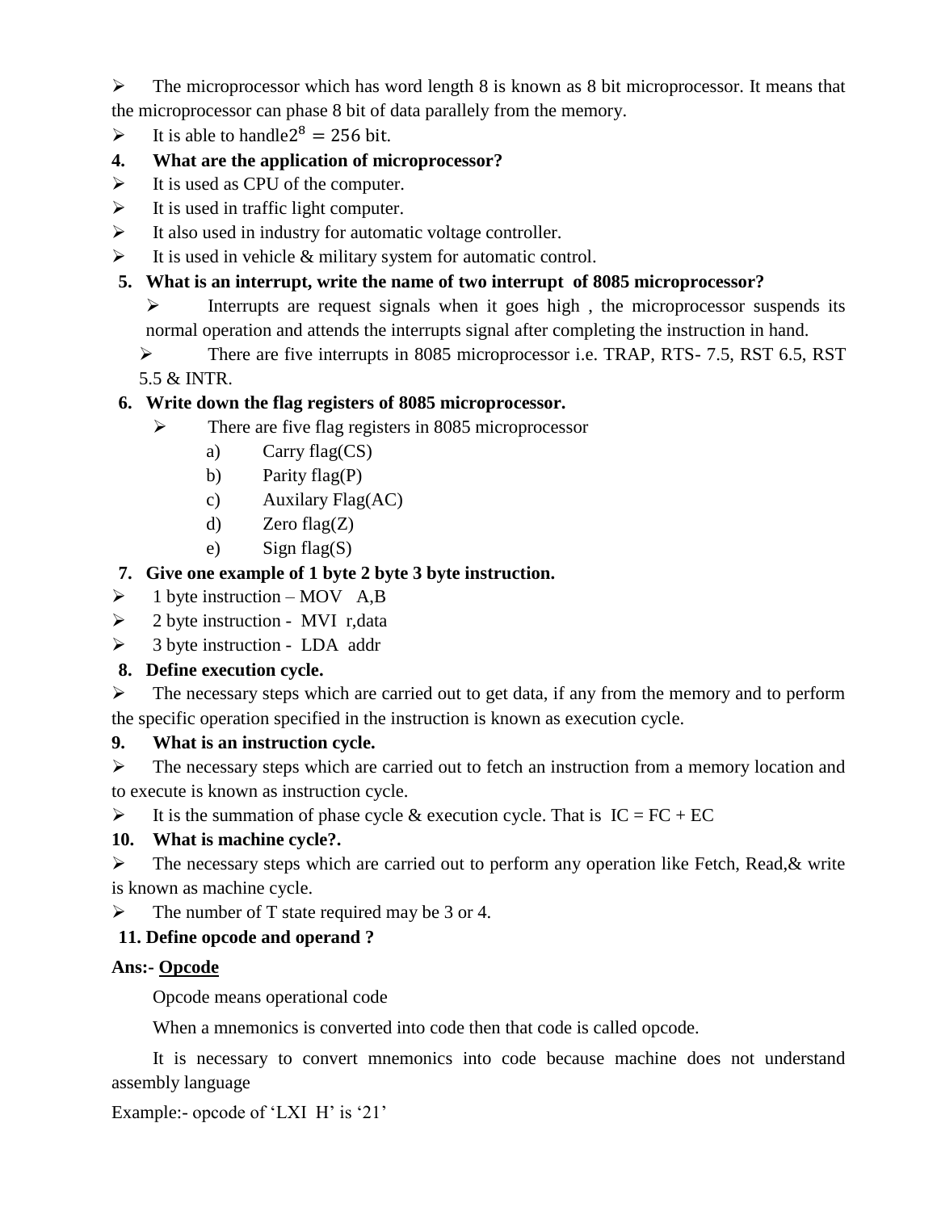- The microprocessor which has word length 8 is known as 8 bit microprocessor. It means that the microprocessor can phase 8 bit of data parallely from the memory.
- It is able to handle$2^8 = 256$ bit.

**4. What are the application of microprocessor?**

- It is used as CPU of the computer.
- It is used in traffic light computer.
- It also used in industry for automatic voltage controller.
- It is used in vehicle & military system for automatic control.

**5. What is an interrupt, write the name of two interrupt of 8085 microprocessor?**

- Interrupts are request signals when it goes high , the microprocessor suspends its normal operation and attends the interrupts signal after completing the instruction in hand.
- There are five interrupts in 8085 microprocessor i.e. TRAP, RTS- 7.5, RST 6.5, RST 5.5 & INTR.

**6. Write down the flag registers of 8085 microprocessor.**

- There are five flag registers in 8085 microprocessor
  - a) Carry flag(CS)
  - b) Parity flag(P)
  - c) Auxilary Flag(AC)
  - d) Zero flag(Z)
  - e) Sign flag(S)

**7. Give one example of 1 byte 2 byte 3 byte instruction.**

- 1 byte instruction – MOV A,B
- 2 byte instruction - MVI r,data
- 3 byte instruction - LDA addr

**8. Define execution cycle.**

- The necessary steps which are carried out to get data, if any from the memory and to perform the specific operation specified in the instruction is known as execution cycle.

**9. What is an instruction cycle.**

- The necessary steps which are carried out to fetch an instruction from a memory location and to execute is known as instruction cycle.
- It is the summation of phase cycle & execution cycle. That is IC = FC + EC

**10. What is machine cycle?.**

- The necessary steps which are carried out to perform any operation like Fetch, Read,& write is known as machine cycle.
- The number of T state required may be 3 or 4.

**11. Define opcode and operand ?**

**Ans:- Opcode**

Opcode means operational code

When a mnemonics is converted into code then that code is called opcode.

It is necessary to convert mnemonics into code because machine does not understand assembly language

Example:- opcode of 'LXI H' is '21'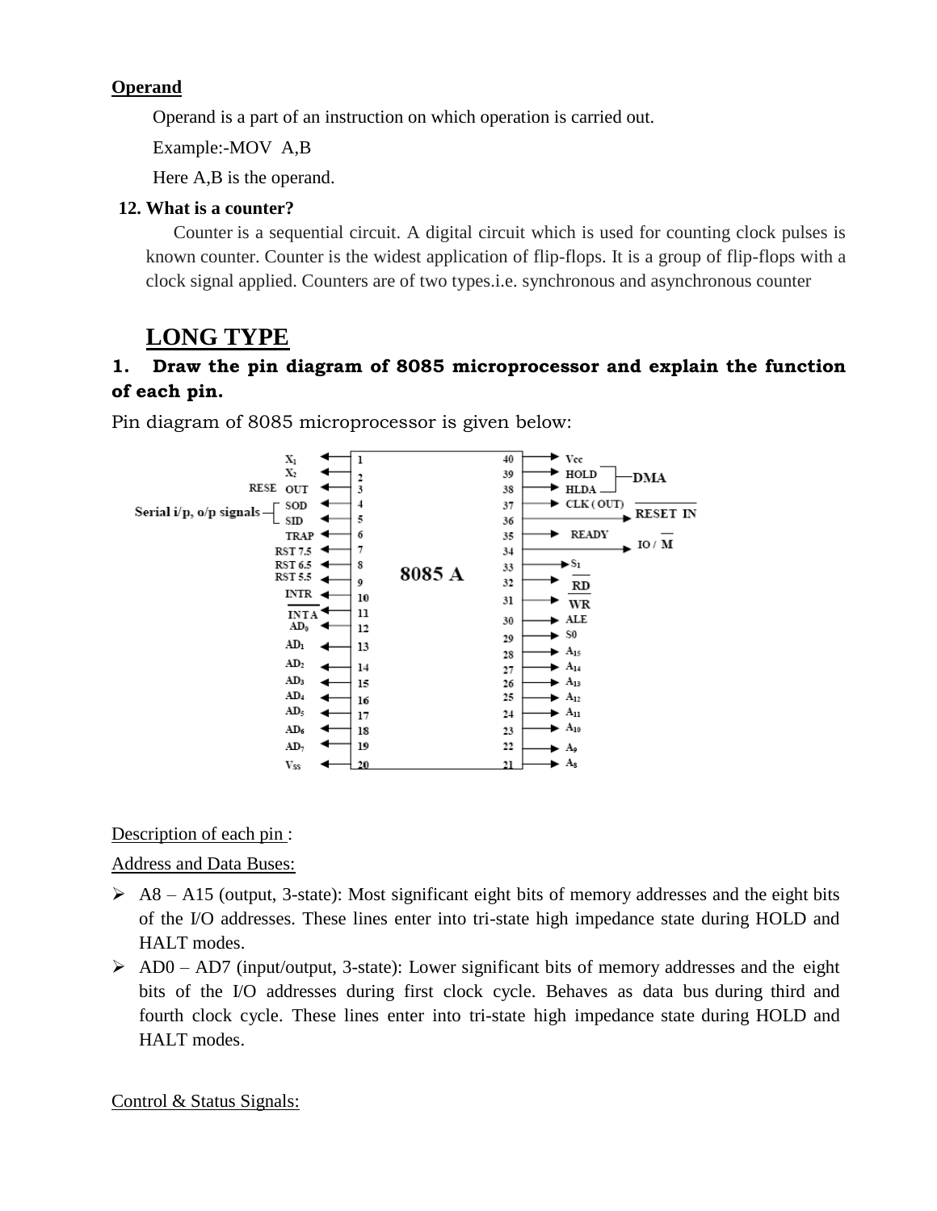**Operand**

Operand is a part of an instruction on which operation is carried out.

Example:-MOV A,B

Here A,B is the operand.

**12. What is a counter?**

Counter is a sequential circuit. A digital circuit which is used for counting clock pulses is known counter. Counter is the widest application of flip-flops. It is a group of flip-flops with a clock signal applied. Counters are of two types.i.e. synchronous and asynchronous counter

# LONG TYPE

## 1. Draw the pin diagram of 8085 microprocessor and explain the function of each pin.

Pin diagram of 8085 microprocessor is given below:

Description of each pin :

Address and Data Buses:

- A8 – A15 (output, 3-state): Most significant eight bits of memory addresses and the eight bits of the I/O addresses. These lines enter into tri-state high impedance state during HOLD and HALT modes.
- AD0 – AD7 (input/output, 3-state): Lower significant bits of memory addresses and the eight bits of the I/O addresses during first clock cycle. Behaves as data bus during third and fourth clock cycle. These lines enter into tri-state high impedance state during HOLD and HALT modes.

Control & Status Signals: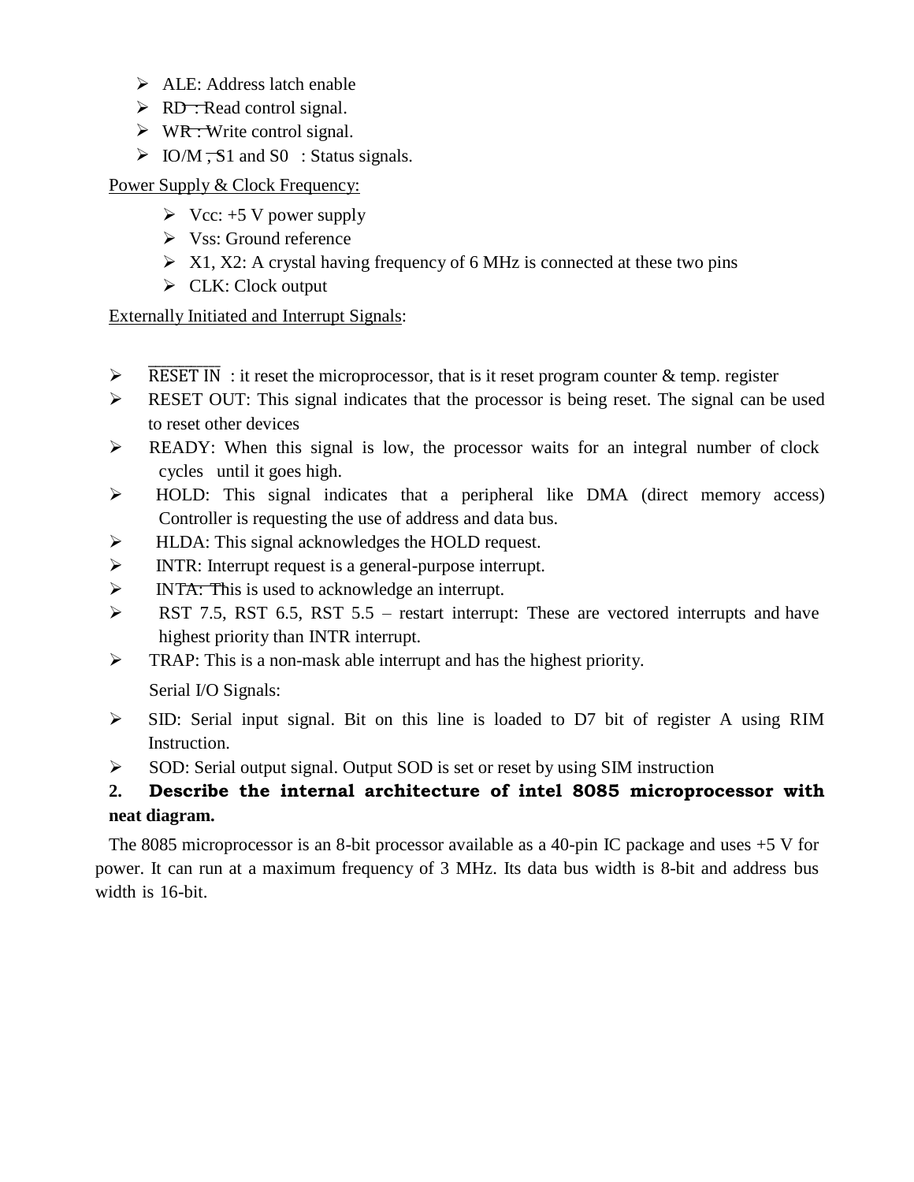- ALE: Address latch enable
- RD : Read control signal.
- WR : Write control signal.
- IO/M , S1 and S0 : Status signals.

Power Supply & Clock Frequency:

- Vcc: +5 V power supply
- Vss: Ground reference
- X1, X2: A crystal having frequency of 6 MHz is connected at these two pins
- CLK: Clock output

Externally Initiated and Interrupt Signals:

- RESET IN : it reset the microprocessor, that is it reset program counter & temp. register
- RESET OUT: This signal indicates that the processor is being reset. The signal can be used to reset other devices
- READY: When this signal is low, the processor waits for an integral number of clock cycles until it goes high.
- HOLD: This signal indicates that a peripheral like DMA (direct memory access) Controller is requesting the use of address and data bus.
- HLDA: This signal acknowledges the HOLD request.
- INTR: Interrupt request is a general-purpose interrupt.
- INTA: This is used to acknowledge an interrupt.
- RST 7.5, RST 6.5, RST 5.5 – restart interrupt: These are vectored interrupts and have highest priority than INTR interrupt.
- TRAP: This is a non-mask able interrupt and has the highest priority.

Serial I/O Signals:

- SID: Serial input signal. Bit on this line is loaded to D7 bit of register A using RIM Instruction.
- SOD: Serial output signal. Output SOD is set or reset by using SIM instruction

**2. Describe the internal architecture of intel 8085 microprocessor with neat diagram.**

The 8085 microprocessor is an 8-bit processor available as a 40-pin IC package and uses +5 V for power. It can run at a maximum frequency of 3 MHz. Its data bus width is 8-bit and address bus width is 16-bit.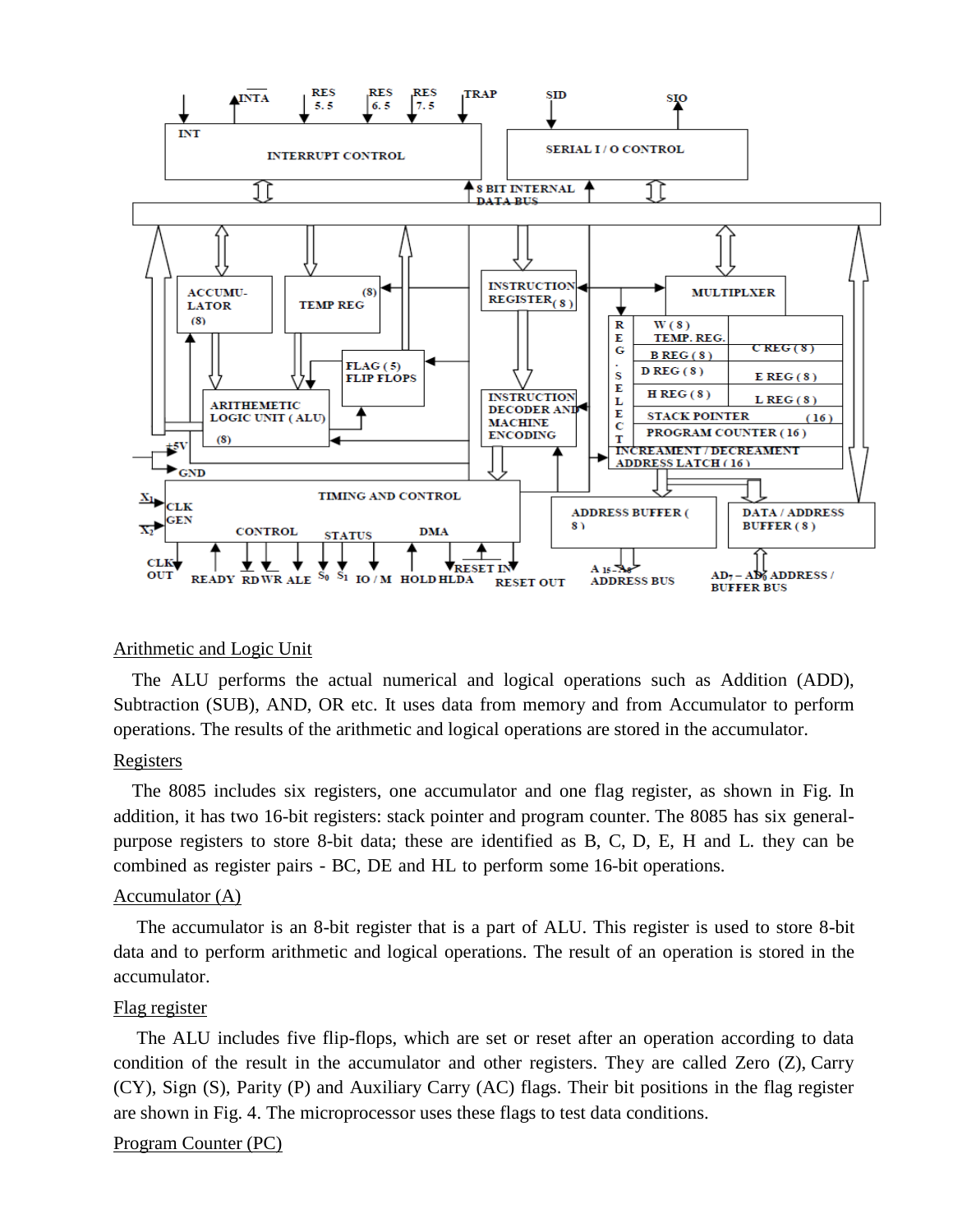## Arithmetic and Logic Unit

The ALU performs the actual numerical and logical operations such as Addition (ADD), Subtraction (SUB), AND, OR etc. It uses data from memory and from Accumulator to perform operations. The results of the arithmetic and logical operations are stored in the accumulator.

## Registers

The 8085 includes six registers, one accumulator and one flag register, as shown in Fig. In addition, it has two 16-bit registers: stack pointer and program counter. The 8085 has six general-purpose registers to store 8-bit data; these are identified as B, C, D, E, H and L. they can be combined as register pairs - BC, DE and HL to perform some 16-bit operations.

## Accumulator (A)

The accumulator is an 8-bit register that is a part of ALU. This register is used to store 8-bit data and to perform arithmetic and logical operations. The result of an operation is stored in the accumulator.

## Flag register

The ALU includes five flip-flops, which are set or reset after an operation according to data condition of the result in the accumulator and other registers. They are called Zero (Z), Carry (CY), Sign (S), Parity (P) and Auxiliary Carry (AC) flags. Their bit positions in the flag register are shown in Fig. 4. The microprocessor uses these flags to test data conditions.

## Program Counter (PC)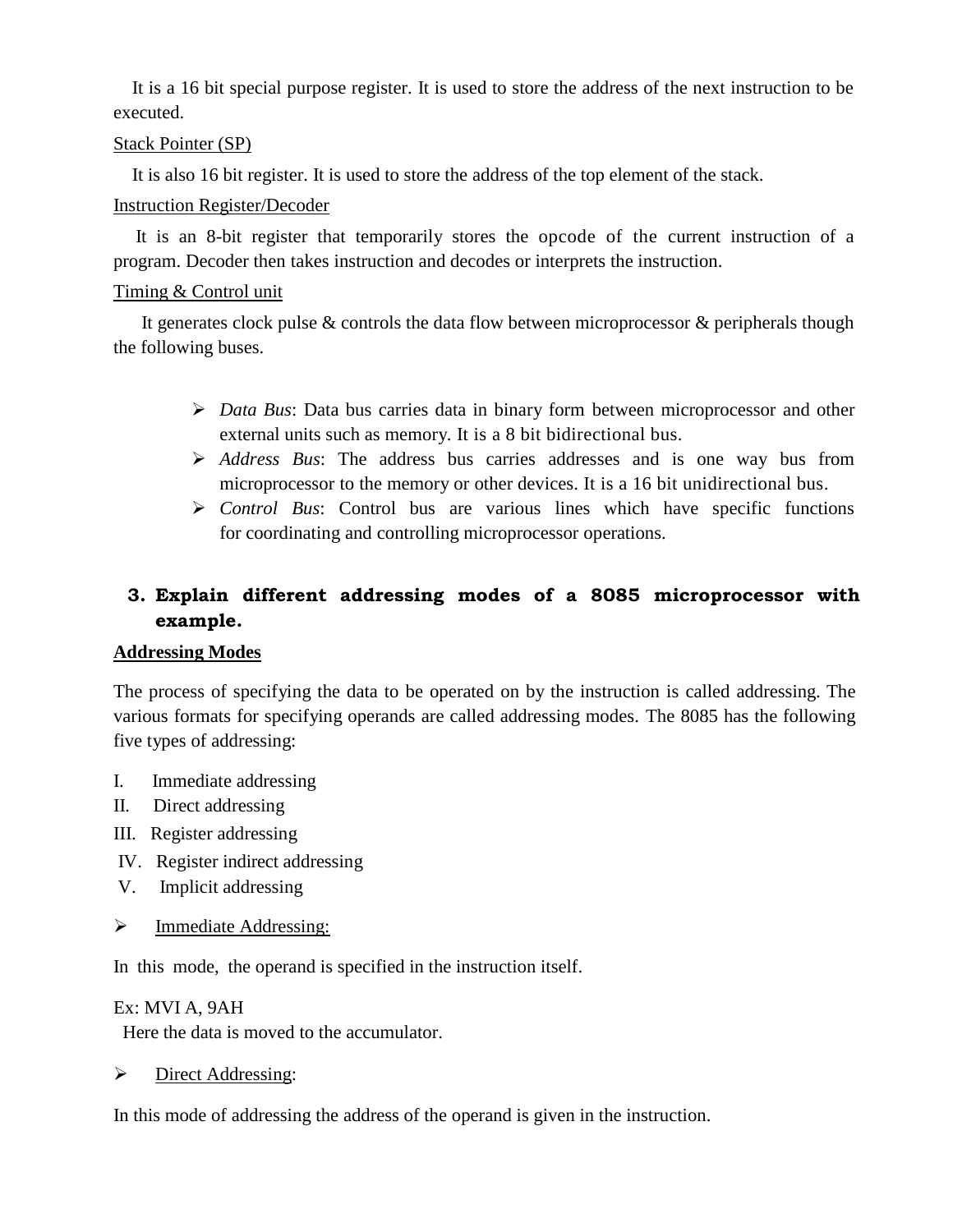It is a 16 bit special purpose register. It is used to store the address of the next instruction to be executed.

Stack Pointer (SP)

It is also 16 bit register. It is used to store the address of the top element of the stack.

Instruction Register/Decoder

It is an 8-bit register that temporarily stores the opcode of the current instruction of a program. Decoder then takes instruction and decodes or interprets the instruction.

Timing & Control unit

It generates clock pulse & controls the data flow between microprocessor & peripherals though the following buses.

- *Data Bus*: Data bus carries data in binary form between microprocessor and other external units such as memory. It is a 8 bit bidirectional bus.
- *Address Bus*: The address bus carries addresses and is one way bus from microprocessor to the memory or other devices. It is a 16 bit unidirectional bus.
- *Control Bus*: Control bus are various lines which have specific functions for coordinating and controlling microprocessor operations.

## 3. Explain different addressing modes of a 8085 microprocessor with example.

**Addressing Modes**

The process of specifying the data to be operated on by the instruction is called addressing. The various formats for specifying operands are called addressing modes. The 8085 has the following five types of addressing:

I. Immediate addressing
II. Direct addressing
III. Register addressing
IV. Register indirect addressing
V. Implicit addressing

- Immediate Addressing:

In this mode, the operand is specified in the instruction itself.

Ex: MVI A, 9AH
Here the data is moved to the accumulator.

- Direct Addressing:

In this mode of addressing the address of the operand is given in the instruction.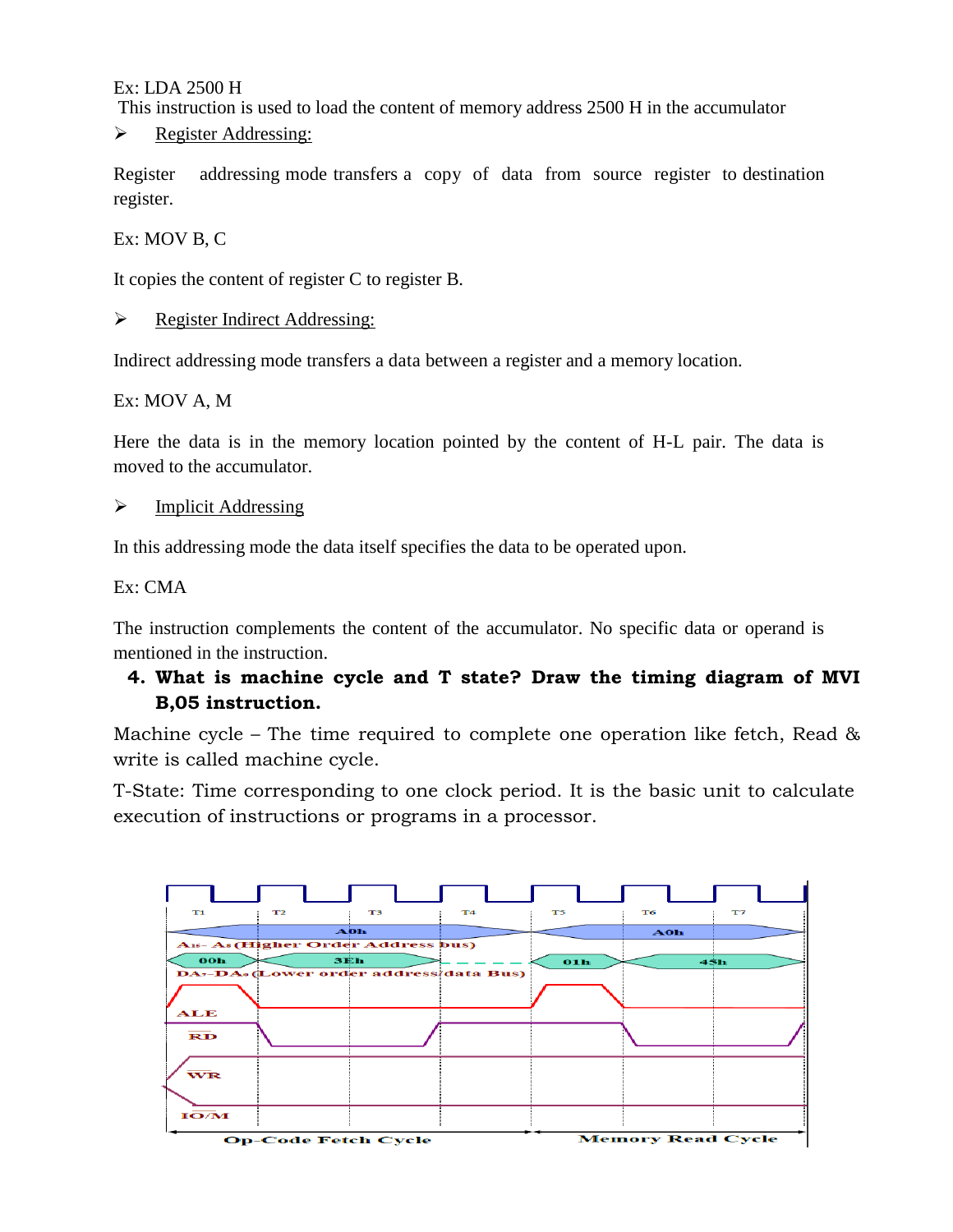Ex: LDA 2500 H

This instruction is used to load the content of memory address 2500 H in the accumulator

- Register Addressing:

Register addressing mode transfers a copy of data from source register to destination register.

Ex: MOV B, C

It copies the content of register C to register B.

- Register Indirect Addressing:

Indirect addressing mode transfers a data between a register and a memory location.

Ex: MOV A, M

Here the data is in the memory location pointed by the content of H-L pair. The data is moved to the accumulator.

- Implicit Addressing

In this addressing mode the data itself specifies the data to be operated upon.

Ex: CMA

The instruction complements the content of the accumulator. No specific data or operand is mentioned in the instruction.

**4. What is machine cycle and T state? Draw the timing diagram of MVI B,05 instruction.**

Machine cycle – The time required to complete one operation like fetch, Read & write is called machine cycle.

T-State: Time corresponding to one clock period. It is the basic unit to calculate execution of instructions or programs in a processor.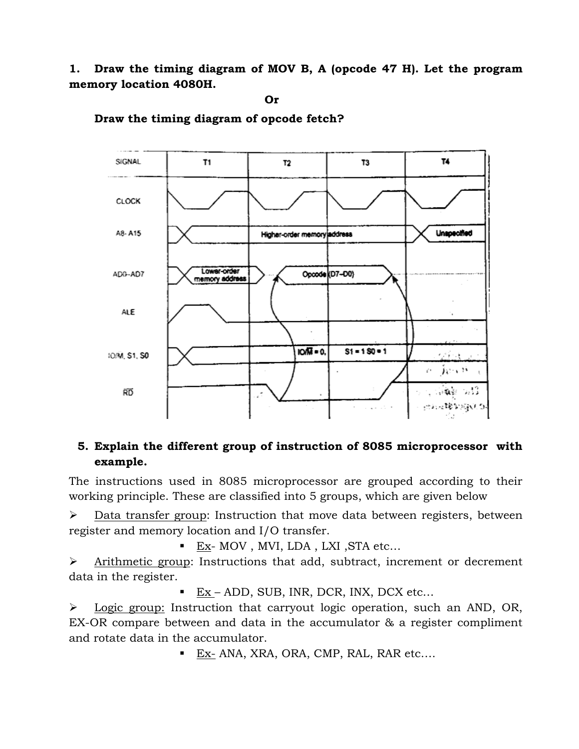**1. Draw the timing diagram of MOV B, A (opcode 47 H). Let the program memory location 4080H.**

**Or**

**Draw the timing diagram of opcode fetch?**

**5. Explain the different group of instruction of 8085 microprocessor with example.**

The instructions used in 8085 microprocessor are grouped according to their working principle. These are classified into 5 groups, which are given below

- Data transfer group: Instruction that move data between registers, between register and memory location and I/O transfer.
  - Ex- MOV , MVI, LDA , LXI ,STA etc…
- Arithmetic group: Instructions that add, subtract, increment or decrement data in the register.
  - Ex – ADD, SUB, INR, DCR, INX, DCX etc…
- Logic group: Instruction that carryout logic operation, such an AND, OR, EX-OR compare between and data in the accumulator & a register compliment and rotate data in the accumulator.
  - Ex- ANA, XRA, ORA, CMP, RAL, RAR etc….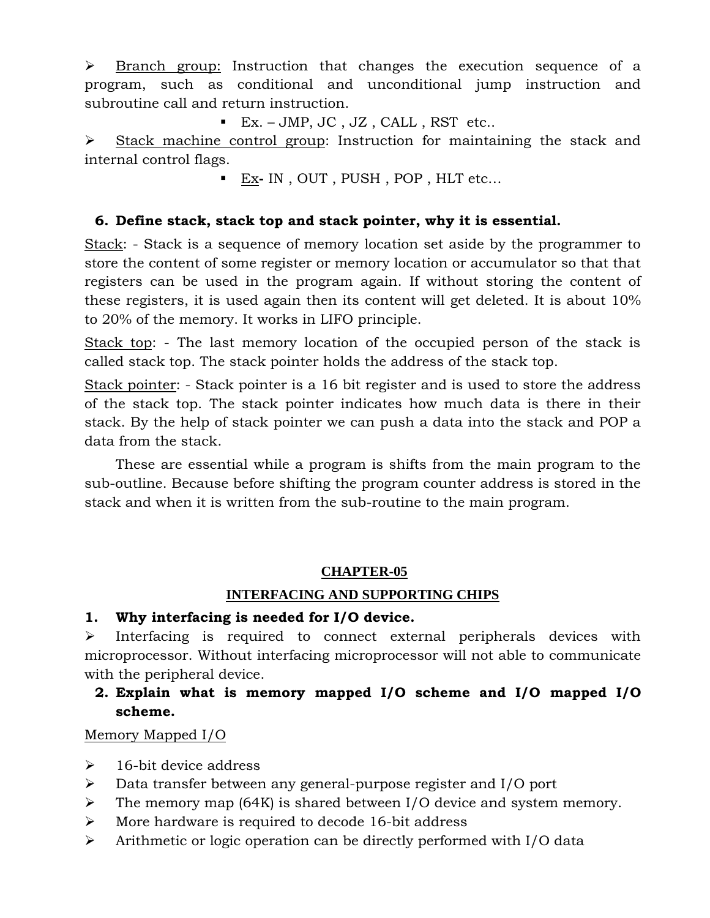- <u>Branch group:</u> Instruction that changes the execution sequence of a program, such as conditional and unconditional jump instruction and subroutine call and return instruction.
    - Ex. – JMP, JC , JZ , CALL , RST etc..
- <u>Stack machine control group</u>: Instruction for maintaining the stack and internal control flags.
    - <u>Ex</u>**-** IN , OUT , PUSH , POP , HLT etc…

**6. Define stack, stack top and stack pointer, why it is essential.**

<u>Stack</u>: - Stack is a sequence of memory location set aside by the programmer to store the content of some register or memory location or accumulator so that that registers can be used in the program again. If without storing the content of these registers, it is used again then its content will get deleted. It is about 10% to 20% of the memory. It works in LIFO principle.

<u>Stack top</u>: - The last memory location of the occupied person of the stack is called stack top. The stack pointer holds the address of the stack top.

<u>Stack pointer</u>: - Stack pointer is a 16 bit register and is used to store the address of the stack top. The stack pointer indicates how much data is there in their stack. By the help of stack pointer we can push a data into the stack and POP a data from the stack.

These are essential while a program is shifts from the main program to the sub-outline. Because before shifting the program counter address is stored in the stack and when it is written from the sub-routine to the main program.

## CHAPTER-05

## INTERFACING AND SUPPORTING CHIPS

**1. Why interfacing is needed for I/O device.**

- Interfacing is required to connect external peripherals devices with microprocessor. Without interfacing microprocessor will not able to communicate with the peripheral device.

**2. Explain what is memory mapped I/O scheme and I/O mapped I/O scheme.**

<u>Memory Mapped I/O</u>

- 16-bit device address
- Data transfer between any general-purpose register and I/O port
- The memory map (64K) is shared between I/O device and system memory.
- More hardware is required to decode 16-bit address
- Arithmetic or logic operation can be directly performed with I/O data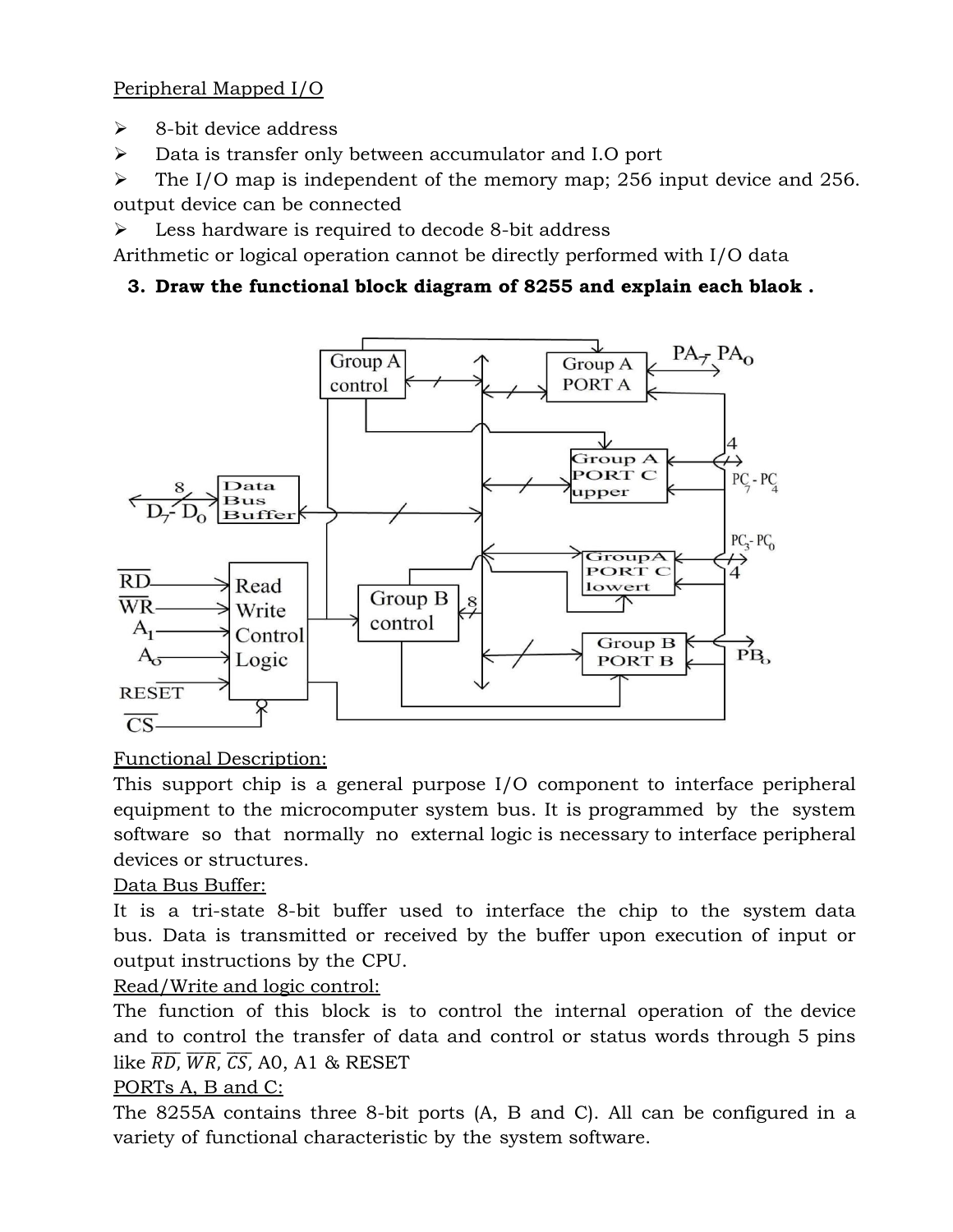Peripheral Mapped I/O

- 8-bit device address
- Data is transfer only between accumulator and I.O port
- The I/O map is independent of the memory map; 256 input device and 256. output device can be connected
- Less hardware is required to decode 8-bit address

Arithmetic or logical operation cannot be directly performed with I/O data

**3. Draw the functional block diagram of 8255 and explain each blaok .**

Functional Description:

This support chip is a general purpose I/O component to interface peripheral equipment to the microcomputer system bus. It is programmed by the system software so that normally no external logic is necessary to interface peripheral devices or structures.

Data Bus Buffer:

It is a tri-state 8-bit buffer used to interface the chip to the system data bus. Data is transmitted or received by the buffer upon execution of input or output instructions by the CPU.

Read/Write and logic control:

The function of this block is to control the internal operation of the device and to control the transfer of data and control or status words through 5 pins like $\overline{RD}$, $\overline{WR}$, $\overline{CS}$, A0, A1 & RESET

PORTs A, B and C:

The 8255A contains three 8-bit ports (A, B and C). All can be configured in a variety of functional characteristic by the system software.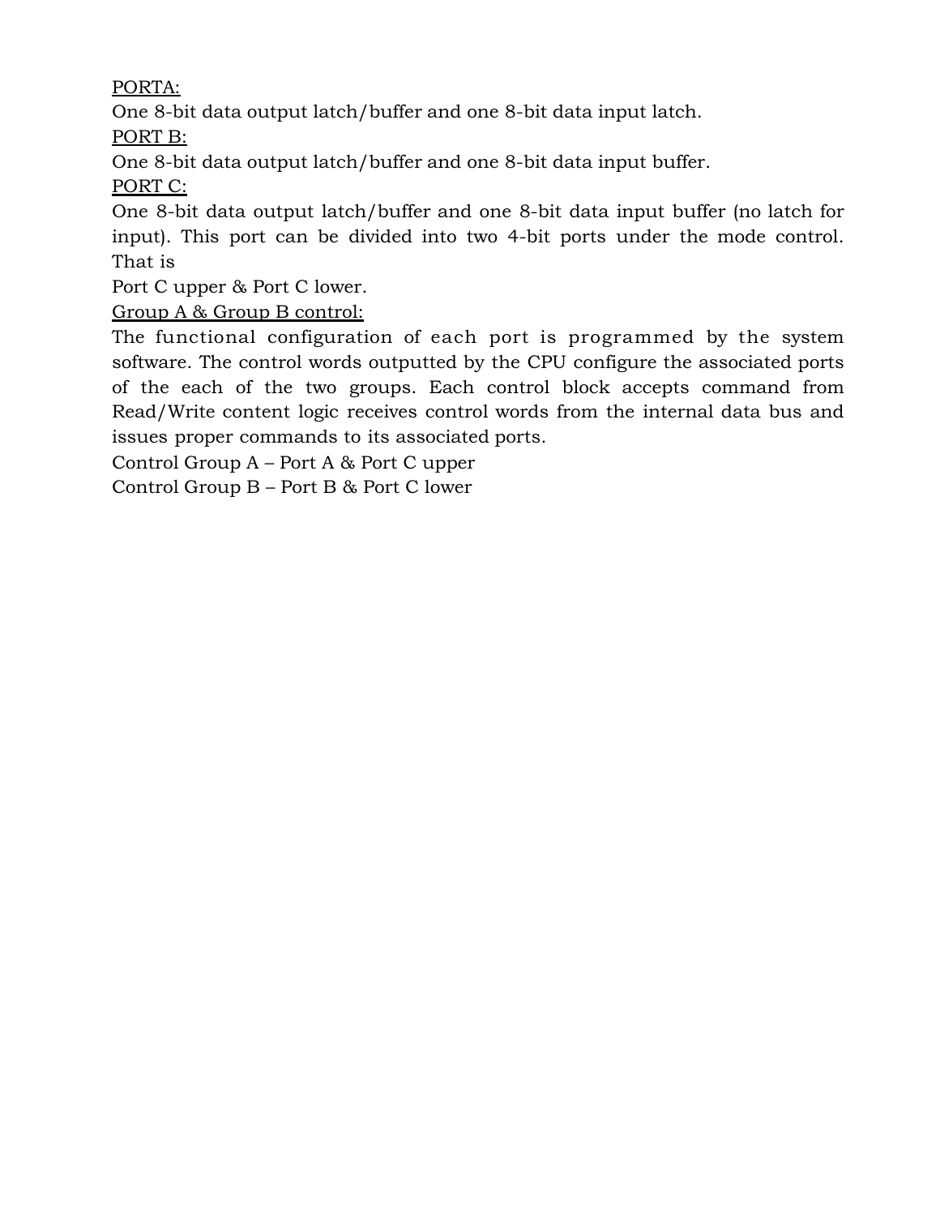<u>PORTA:</u>

One 8-bit data output latch/buffer and one 8-bit data input latch.

<u>PORT B:</u>

One 8-bit data output latch/buffer and one 8-bit data input buffer.

<u>PORT C:</u>

One 8-bit data output latch/buffer and one 8-bit data input buffer (no latch for input). This port can be divided into two 4-bit ports under the mode control. That is

Port C upper & Port C lower.

<u>Group A & Group B control:</u>

The functional configuration of each port is programmed by the system software. The control words outputted by the CPU configure the associated ports of the each of the two groups. Each control block accepts command from Read/Write content logic receives control words from the internal data bus and issues proper commands to its associated ports.

Control Group A – Port A & Port C upper

Control Group B – Port B & Port C lower